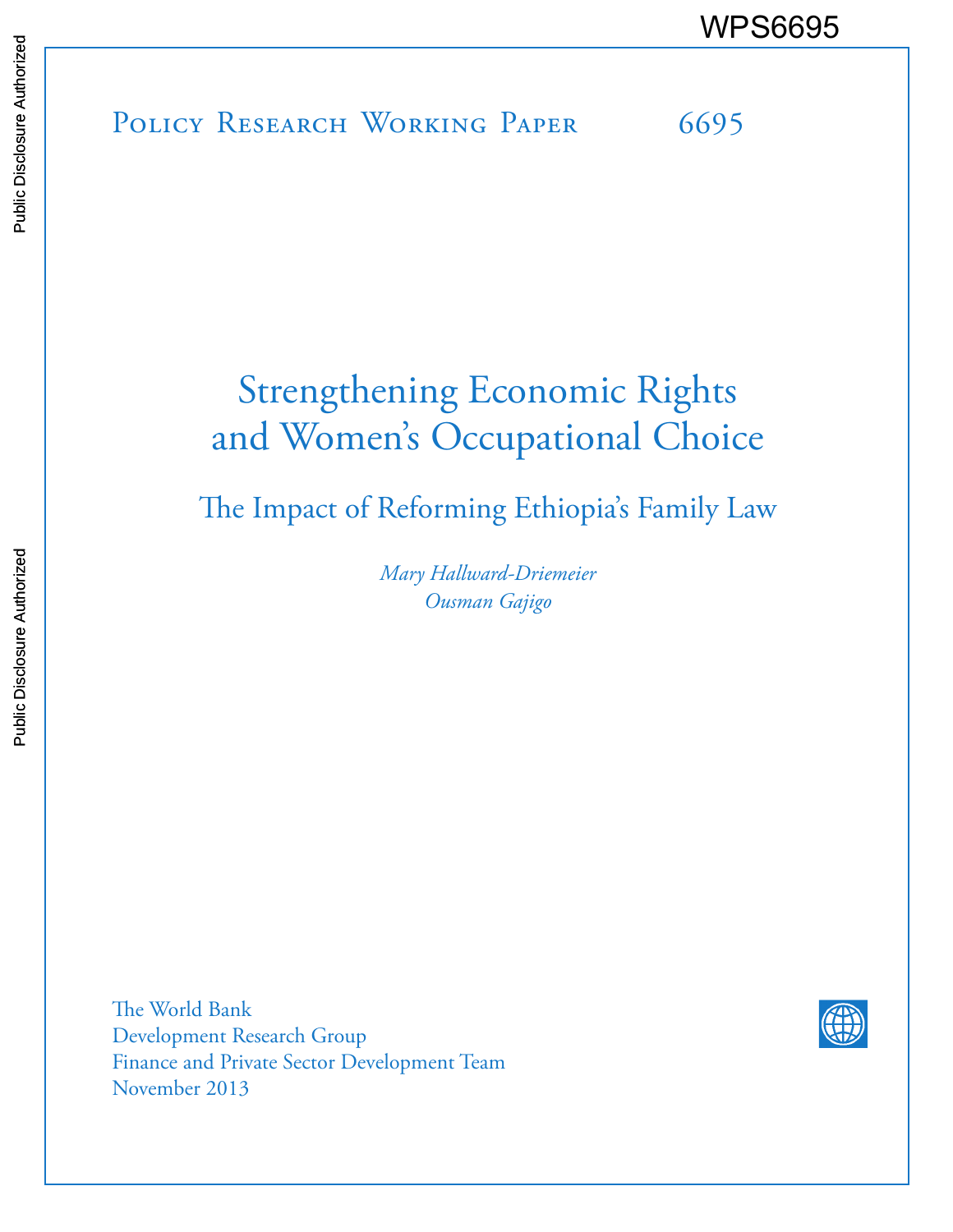WPS6695

Policy Research Working Paper 6695

# Strengthening Economic Rights and Women's Occupational Choice

## The Impact of Reforming Ethiopia's Family Law

*Mary Hallward-Driemeier*
*Ousman Gajigo*

The World Bank
Development Research Group
Finance and Private Sector Development Team
November 2013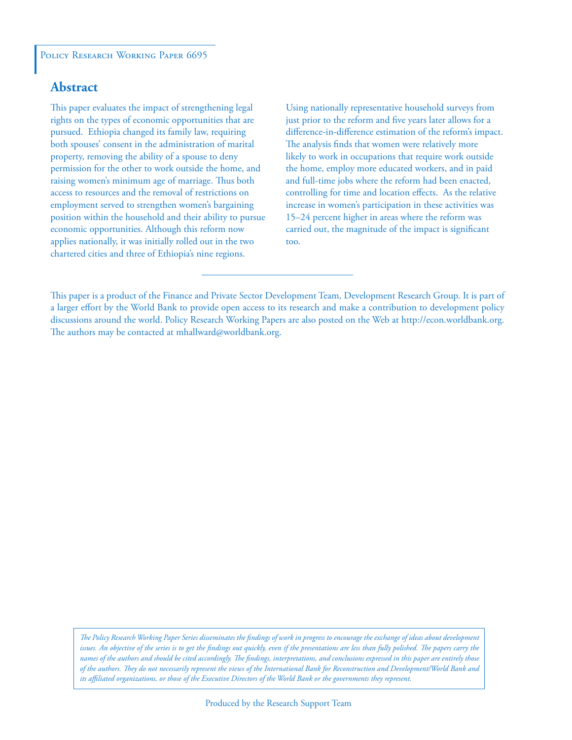Policy Research Working Paper 6695

## Abstract

This paper evaluates the impact of strengthening legal rights on the types of economic opportunities that are pursued. Ethiopia changed its family law, requiring both spouses' consent in the administration of marital property, removing the ability of a spouse to deny permission for the other to work outside the home, and raising women's minimum age of marriage. Thus both access to resources and the removal of restrictions on employment served to strengthen women's bargaining position within the household and their ability to pursue economic opportunities. Although this reform now applies nationally, it was initially rolled out in the two chartered cities and three of Ethiopia's nine regions. Using nationally representative household surveys from just prior to the reform and five years later allows for a difference-in-difference estimation of the reform's impact. The analysis finds that women were relatively more likely to work in occupations that require work outside the home, employ more educated workers, and in paid and full-time jobs where the reform had been enacted, controlling for time and location effects. As the relative increase in women's participation in these activities was 15–24 percent higher in areas where the reform was carried out, the magnitude of the impact is significant too.

This paper is a product of the Finance and Private Sector Development Team, Development Research Group. It is part of a larger effort by the World Bank to provide open access to its research and make a contribution to development policy discussions around the world. Policy Research Working Papers are also posted on the Web at http://econ.worldbank.org. The authors may be contacted at mhallward@worldbank.org.

*The Policy Research Working Paper Series disseminates the findings of work in progress to encourage the exchange of ideas about development issues. An objective of the series is to get the findings out quickly, even if the presentations are less than fully polished. The papers carry the names of the authors and should be cited accordingly. The findings, interpretations, and conclusions expressed in this paper are entirely those of the authors. They do not necessarily represent the views of the International Bank for Reconstruction and Development/World Bank and its affiliated organizations, or those of the Executive Directors of the World Bank or the governments they represent.*

Produced by the Research Support Team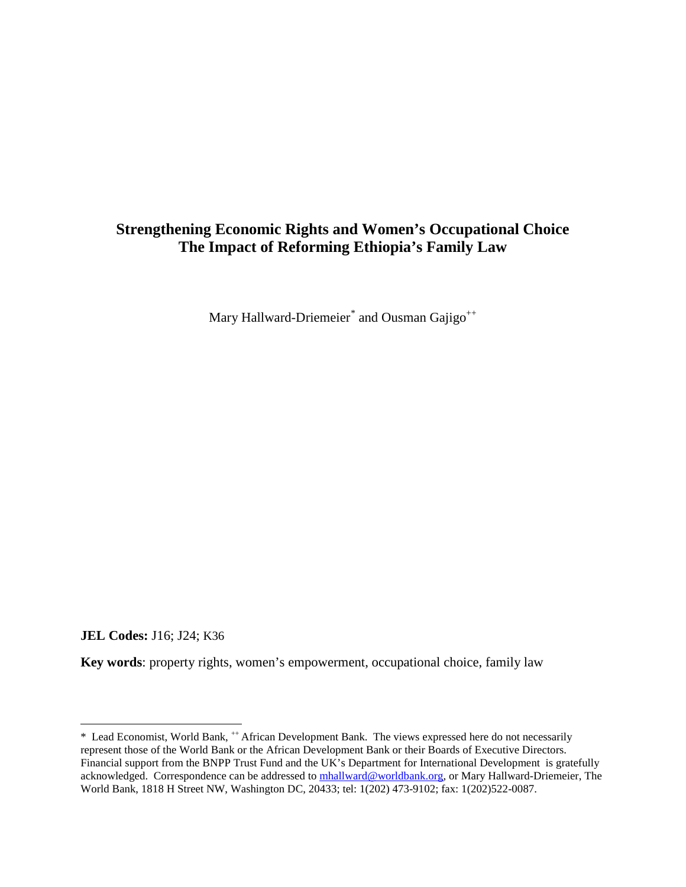# Strengthening Economic Rights and Women's Occupational Choice
# The Impact of Reforming Ethiopia's Family Law

Mary Hallward-Driemeier[*] and Ousman Gajigo[++]

**JEL Codes:** J16; J24; K36

**Key words**: property rights, women's empowerment, occupational choice, family law

---

[*] Lead Economist, World Bank, [++] African Development Bank. The views expressed here do not necessarily represent those of the World Bank or the African Development Bank or their Boards of Executive Directors. Financial support from the BNPP Trust Fund and the UK's Department for International Development is gratefully acknowledged. Correspondence can be addressed to mhallward@worldbank.org, or Mary Hallward-Driemeier, The World Bank, 1818 H Street NW, Washington DC, 20433; tel: 1(202) 473-9102; fax: 1(202)522-0087.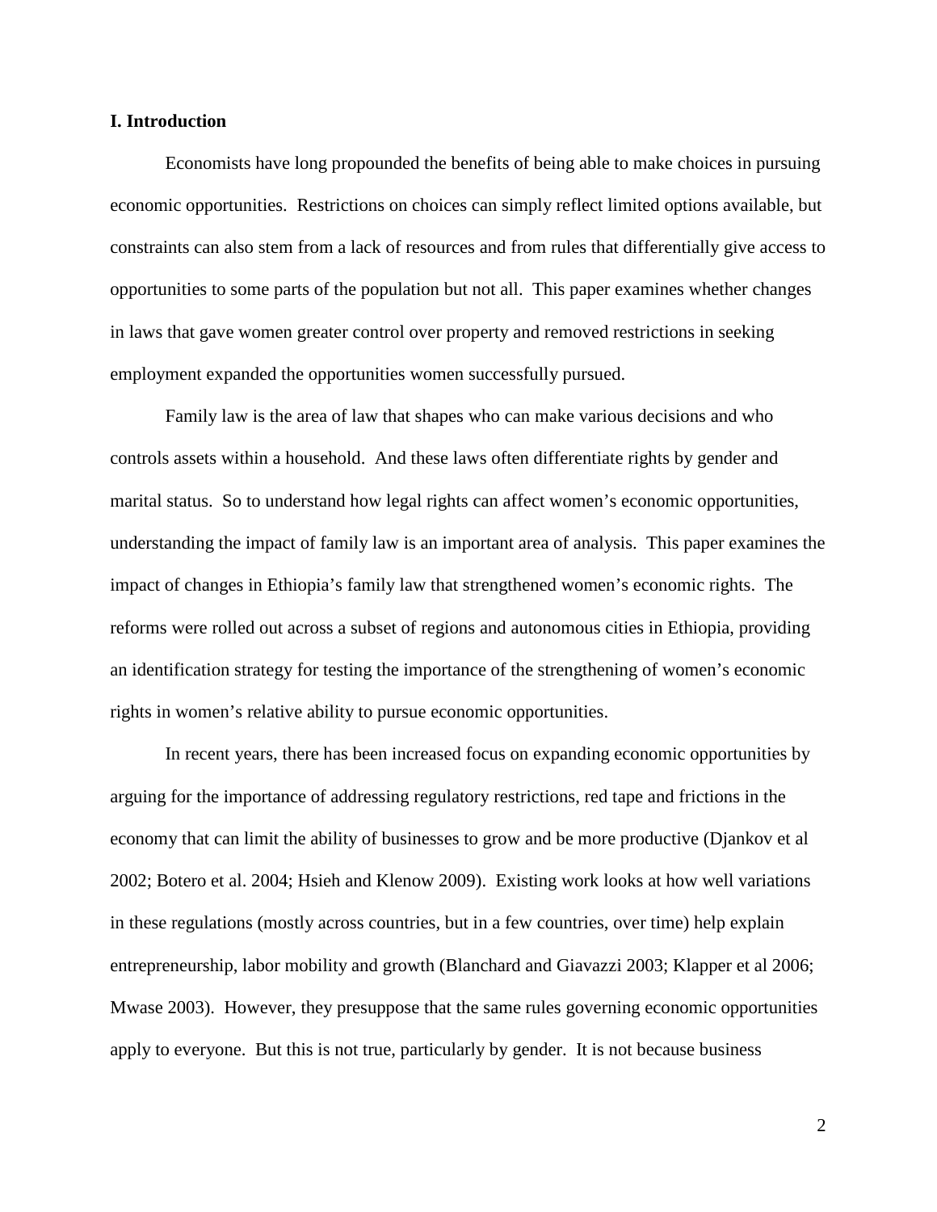## I. Introduction

Economists have long propounded the benefits of being able to make choices in pursuing economic opportunities. Restrictions on choices can simply reflect limited options available, but constraints can also stem from a lack of resources and from rules that differentially give access to opportunities to some parts of the population but not all. This paper examines whether changes in laws that gave women greater control over property and removed restrictions in seeking employment expanded the opportunities women successfully pursued.

Family law is the area of law that shapes who can make various decisions and who controls assets within a household. And these laws often differentiate rights by gender and marital status. So to understand how legal rights can affect women's economic opportunities, understanding the impact of family law is an important area of analysis. This paper examines the impact of changes in Ethiopia's family law that strengthened women's economic rights. The reforms were rolled out across a subset of regions and autonomous cities in Ethiopia, providing an identification strategy for testing the importance of the strengthening of women's economic rights in women's relative ability to pursue economic opportunities.

In recent years, there has been increased focus on expanding economic opportunities by arguing for the importance of addressing regulatory restrictions, red tape and frictions in the economy that can limit the ability of businesses to grow and be more productive (Djankov et al 2002; Botero et al. 2004; Hsieh and Klenow 2009). Existing work looks at how well variations in these regulations (mostly across countries, but in a few countries, over time) help explain entrepreneurship, labor mobility and growth (Blanchard and Giavazzi 2003; Klapper et al 2006; Mwase 2003). However, they presuppose that the same rules governing economic opportunities apply to everyone. But this is not true, particularly by gender. It is not because business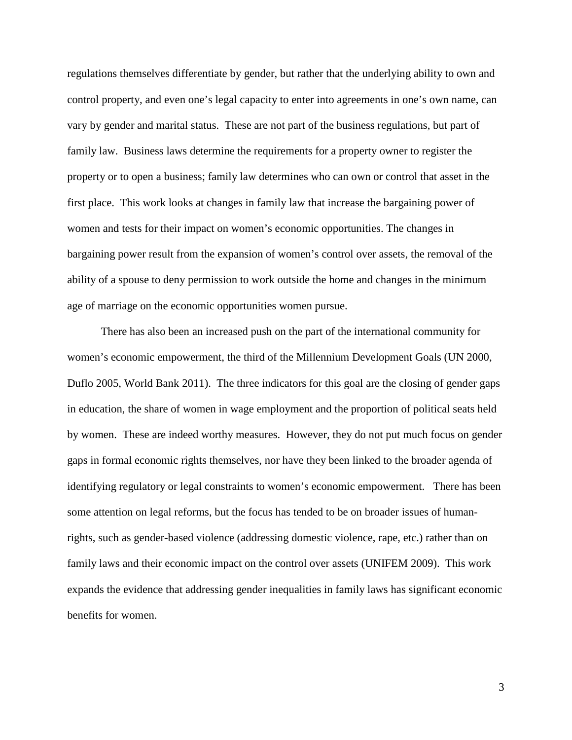regulations themselves differentiate by gender, but rather that the underlying ability to own and control property, and even one's legal capacity to enter into agreements in one's own name, can vary by gender and marital status. These are not part of the business regulations, but part of family law. Business laws determine the requirements for a property owner to register the property or to open a business; family law determines who can own or control that asset in the first place. This work looks at changes in family law that increase the bargaining power of women and tests for their impact on women's economic opportunities. The changes in bargaining power result from the expansion of women's control over assets, the removal of the ability of a spouse to deny permission to work outside the home and changes in the minimum age of marriage on the economic opportunities women pursue.

There has also been an increased push on the part of the international community for women's economic empowerment, the third of the Millennium Development Goals (UN 2000, Duflo 2005, World Bank 2011). The three indicators for this goal are the closing of gender gaps in education, the share of women in wage employment and the proportion of political seats held by women. These are indeed worthy measures. However, they do not put much focus on gender gaps in formal economic rights themselves, nor have they been linked to the broader agenda of identifying regulatory or legal constraints to women's economic empowerment. There has been some attention on legal reforms, but the focus has tended to be on broader issues of human-rights, such as gender-based violence (addressing domestic violence, rape, etc.) rather than on family laws and their economic impact on the control over assets (UNIFEM 2009). This work expands the evidence that addressing gender inequalities in family laws has significant economic benefits for women.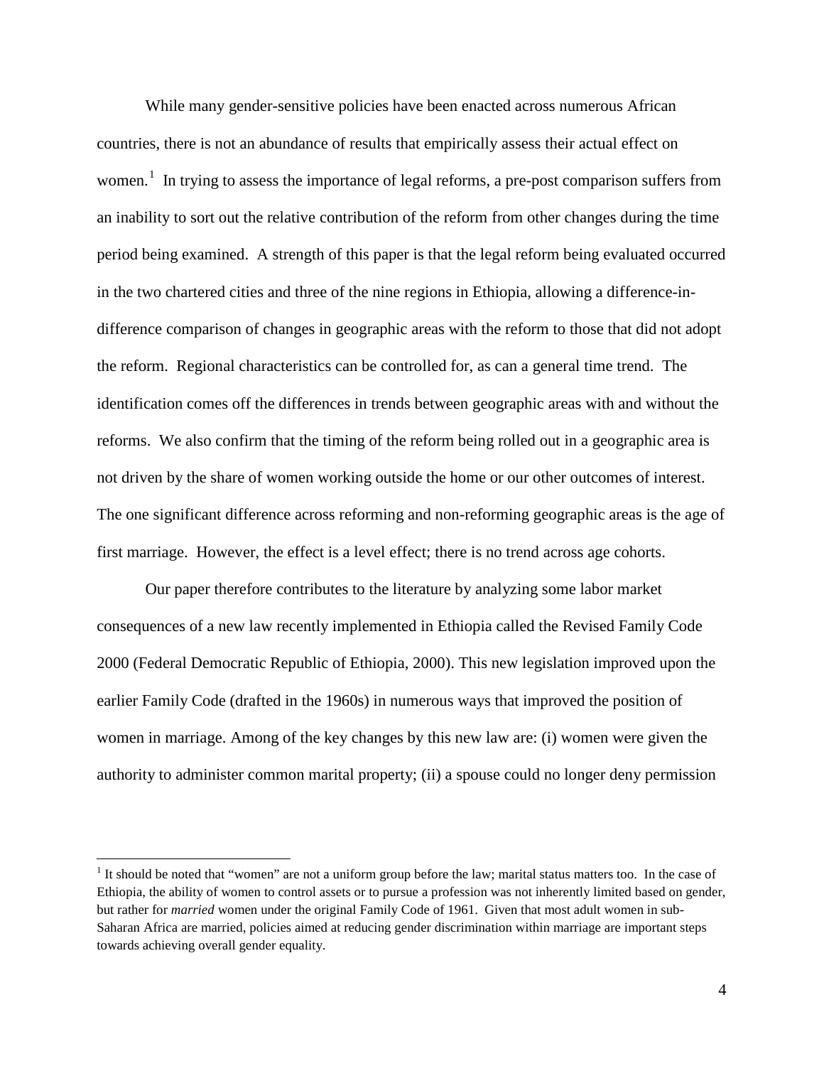While many gender-sensitive policies have been enacted across numerous African countries, there is not an abundance of results that empirically assess their actual effect on women.[1] In trying to assess the importance of legal reforms, a pre-post comparison suffers from an inability to sort out the relative contribution of the reform from other changes during the time period being examined. A strength of this paper is that the legal reform being evaluated occurred in the two chartered cities and three of the nine regions in Ethiopia, allowing a difference-in-difference comparison of changes in geographic areas with the reform to those that did not adopt the reform. Regional characteristics can be controlled for, as can a general time trend. The identification comes off the differences in trends between geographic areas with and without the reforms. We also confirm that the timing of the reform being rolled out in a geographic area is not driven by the share of women working outside the home or our other outcomes of interest. The one significant difference across reforming and non-reforming geographic areas is the age of first marriage. However, the effect is a level effect; there is no trend across age cohorts.

Our paper therefore contributes to the literature by analyzing some labor market consequences of a new law recently implemented in Ethiopia called the Revised Family Code 2000 (Federal Democratic Republic of Ethiopia, 2000). This new legislation improved upon the earlier Family Code (drafted in the 1960s) in numerous ways that improved the position of women in marriage. Among of the key changes by this new law are: (i) women were given the authority to administer common marital property; (ii) a spouse could no longer deny permission

[1] It should be noted that "women" are not a uniform group before the law; marital status matters too. In the case of Ethiopia, the ability of women to control assets or to pursue a profession was not inherently limited based on gender, but rather for *married* women under the original Family Code of 1961. Given that most adult women in sub-Saharan Africa are married, policies aimed at reducing gender discrimination within marriage are important steps towards achieving overall gender equality.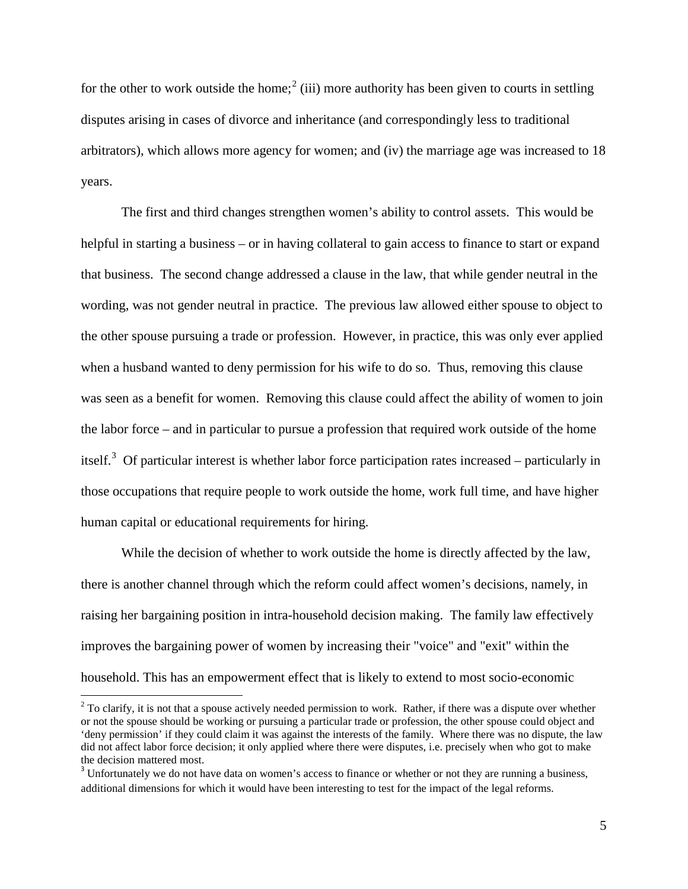for the other to work outside the home;[2] (iii) more authority has been given to courts in settling disputes arising in cases of divorce and inheritance (and correspondingly less to traditional arbitrators), which allows more agency for women; and (iv) the marriage age was increased to 18 years.

The first and third changes strengthen women's ability to control assets. This would be helpful in starting a business – or in having collateral to gain access to finance to start or expand that business. The second change addressed a clause in the law, that while gender neutral in the wording, was not gender neutral in practice. The previous law allowed either spouse to object to the other spouse pursuing a trade or profession. However, in practice, this was only ever applied when a husband wanted to deny permission for his wife to do so. Thus, removing this clause was seen as a benefit for women. Removing this clause could affect the ability of women to join the labor force – and in particular to pursue a profession that required work outside of the home itself.[3] Of particular interest is whether labor force participation rates increased – particularly in those occupations that require people to work outside the home, work full time, and have higher human capital or educational requirements for hiring.

While the decision of whether to work outside the home is directly affected by the law, there is another channel through which the reform could affect women's decisions, namely, in raising her bargaining position in intra-household decision making. The family law effectively improves the bargaining power of women by increasing their "voice" and "exit" within the household. This has an empowerment effect that is likely to extend to most socio-economic

[2] To clarify, it is not that a spouse actively needed permission to work. Rather, if there was a dispute over whether or not the spouse should be working or pursuing a particular trade or profession, the other spouse could object and 'deny permission' if they could claim it was against the interests of the family. Where there was no dispute, the law did not affect labor force decision; it only applied where there were disputes, i.e. precisely when who got to make the decision mattered most.

[3] Unfortunately we do not have data on women's access to finance or whether or not they are running a business, additional dimensions for which it would have been interesting to test for the impact of the legal reforms.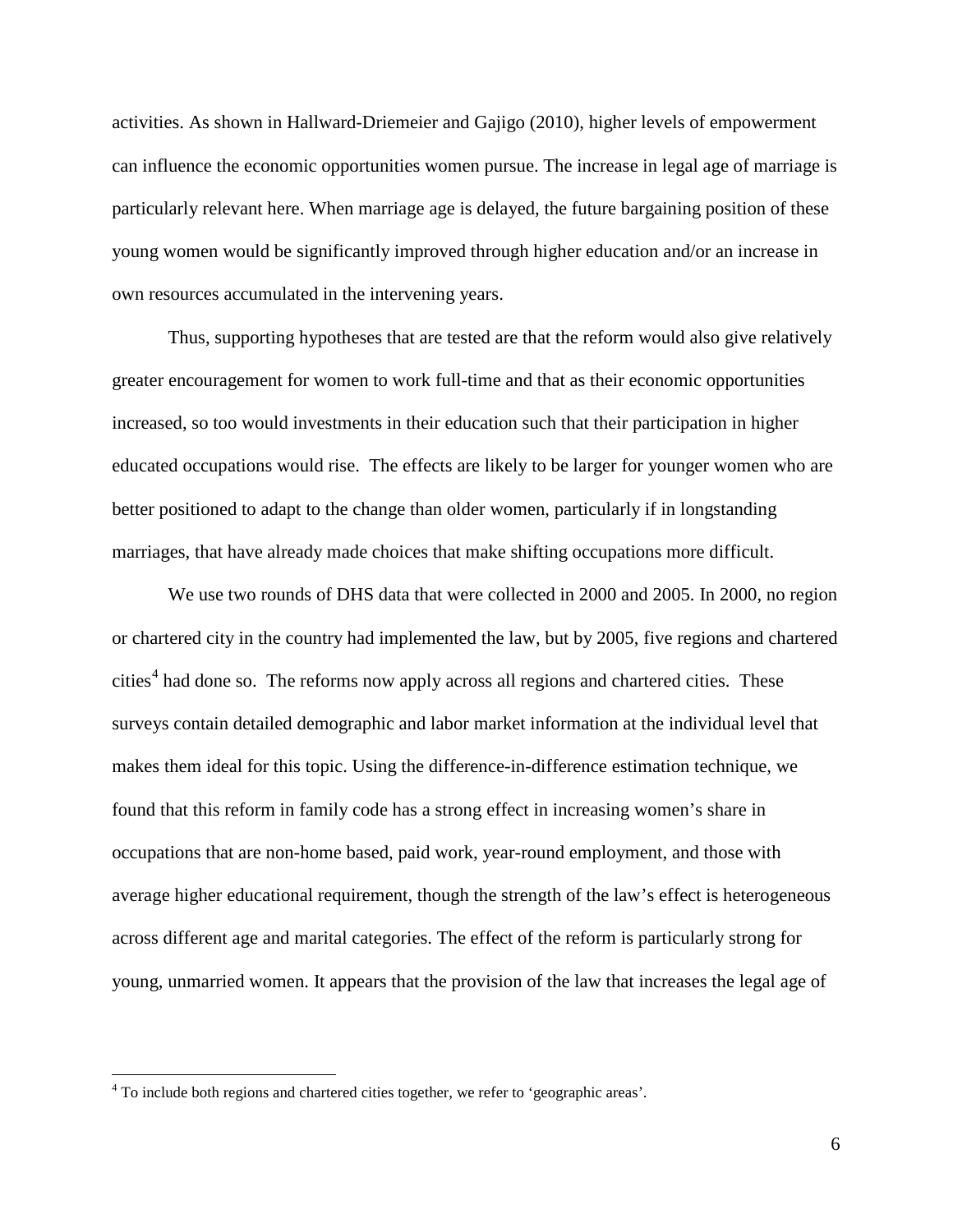activities. As shown in Hallward-Driemeier and Gajigo (2010), higher levels of empowerment can influence the economic opportunities women pursue. The increase in legal age of marriage is particularly relevant here. When marriage age is delayed, the future bargaining position of these young women would be significantly improved through higher education and/or an increase in own resources accumulated in the intervening years.

Thus, supporting hypotheses that are tested are that the reform would also give relatively greater encouragement for women to work full-time and that as their economic opportunities increased, so too would investments in their education such that their participation in higher educated occupations would rise. The effects are likely to be larger for younger women who are better positioned to adapt to the change than older women, particularly if in longstanding marriages, that have already made choices that make shifting occupations more difficult.

We use two rounds of DHS data that were collected in 2000 and 2005. In 2000, no region or chartered city in the country had implemented the law, but by 2005, five regions and chartered cities[4] had done so. The reforms now apply across all regions and chartered cities. These surveys contain detailed demographic and labor market information at the individual level that makes them ideal for this topic. Using the difference-in-difference estimation technique, we found that this reform in family code has a strong effect in increasing women's share in occupations that are non-home based, paid work, year-round employment, and those with average higher educational requirement, though the strength of the law's effect is heterogeneous across different age and marital categories. The effect of the reform is particularly strong for young, unmarried women. It appears that the provision of the law that increases the legal age of

[4] To include both regions and chartered cities together, we refer to 'geographic areas'.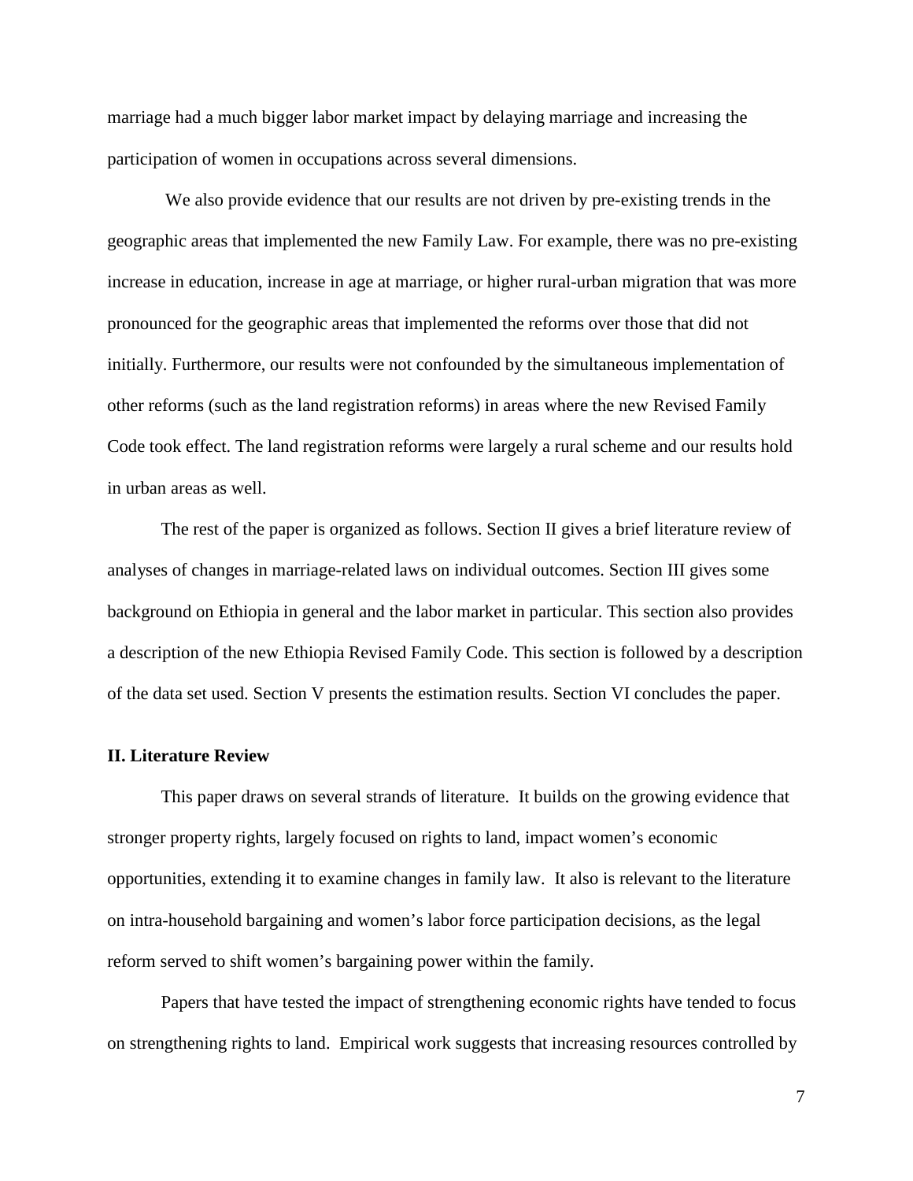marriage had a much bigger labor market impact by delaying marriage and increasing the participation of women in occupations across several dimensions.

We also provide evidence that our results are not driven by pre-existing trends in the geographic areas that implemented the new Family Law. For example, there was no pre-existing increase in education, increase in age at marriage, or higher rural-urban migration that was more pronounced for the geographic areas that implemented the reforms over those that did not initially. Furthermore, our results were not confounded by the simultaneous implementation of other reforms (such as the land registration reforms) in areas where the new Revised Family Code took effect. The land registration reforms were largely a rural scheme and our results hold in urban areas as well.

The rest of the paper is organized as follows. Section II gives a brief literature review of analyses of changes in marriage-related laws on individual outcomes. Section III gives some background on Ethiopia in general and the labor market in particular. This section also provides a description of the new Ethiopia Revised Family Code. This section is followed by a description of the data set used. Section V presents the estimation results. Section VI concludes the paper.

## II. Literature Review

This paper draws on several strands of literature. It builds on the growing evidence that stronger property rights, largely focused on rights to land, impact women's economic opportunities, extending it to examine changes in family law. It also is relevant to the literature on intra-household bargaining and women's labor force participation decisions, as the legal reform served to shift women's bargaining power within the family.

Papers that have tested the impact of strengthening economic rights have tended to focus on strengthening rights to land. Empirical work suggests that increasing resources controlled by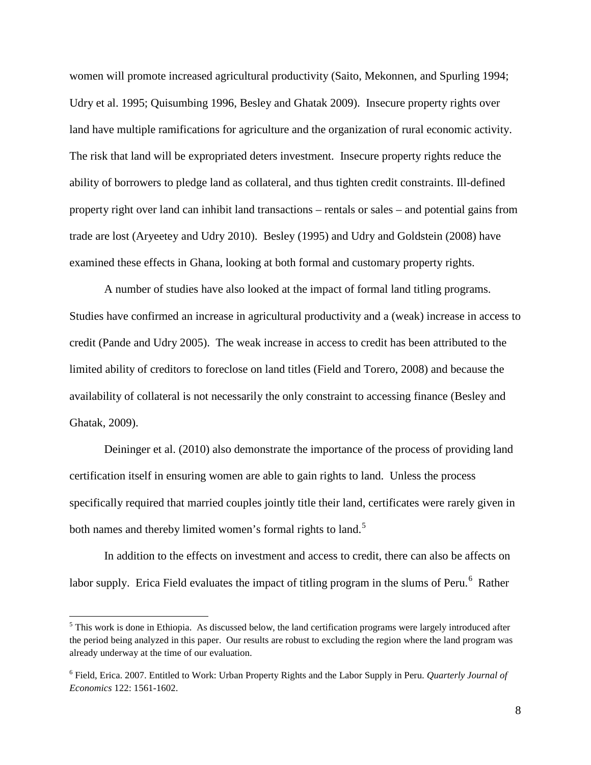women will promote increased agricultural productivity (Saito, Mekonnen, and Spurling 1994; Udry et al. 1995; Quisumbing 1996, Besley and Ghatak 2009). Insecure property rights over land have multiple ramifications for agriculture and the organization of rural economic activity. The risk that land will be expropriated deters investment. Insecure property rights reduce the ability of borrowers to pledge land as collateral, and thus tighten credit constraints. Ill-defined property right over land can inhibit land transactions – rentals or sales – and potential gains from trade are lost (Aryeetey and Udry 2010). Besley (1995) and Udry and Goldstein (2008) have examined these effects in Ghana, looking at both formal and customary property rights.

A number of studies have also looked at the impact of formal land titling programs. Studies have confirmed an increase in agricultural productivity and a (weak) increase in access to credit (Pande and Udry 2005). The weak increase in access to credit has been attributed to the limited ability of creditors to foreclose on land titles (Field and Torero, 2008) and because the availability of collateral is not necessarily the only constraint to accessing finance (Besley and Ghatak, 2009).

Deininger et al. (2010) also demonstrate the importance of the process of providing land certification itself in ensuring women are able to gain rights to land. Unless the process specifically required that married couples jointly title their land, certificates were rarely given in both names and thereby limited women's formal rights to land.[5]

In addition to the effects on investment and access to credit, there can also be affects on labor supply. Erica Field evaluates the impact of titling program in the slums of Peru.[6] Rather

---

[5] This work is done in Ethiopia. As discussed below, the land certification programs were largely introduced after the period being analyzed in this paper. Our results are robust to excluding the region where the land program was already underway at the time of our evaluation.

[6] Field, Erica. 2007. Entitled to Work: Urban Property Rights and the Labor Supply in Peru. *Quarterly Journal of Economics* 122: 1561-1602.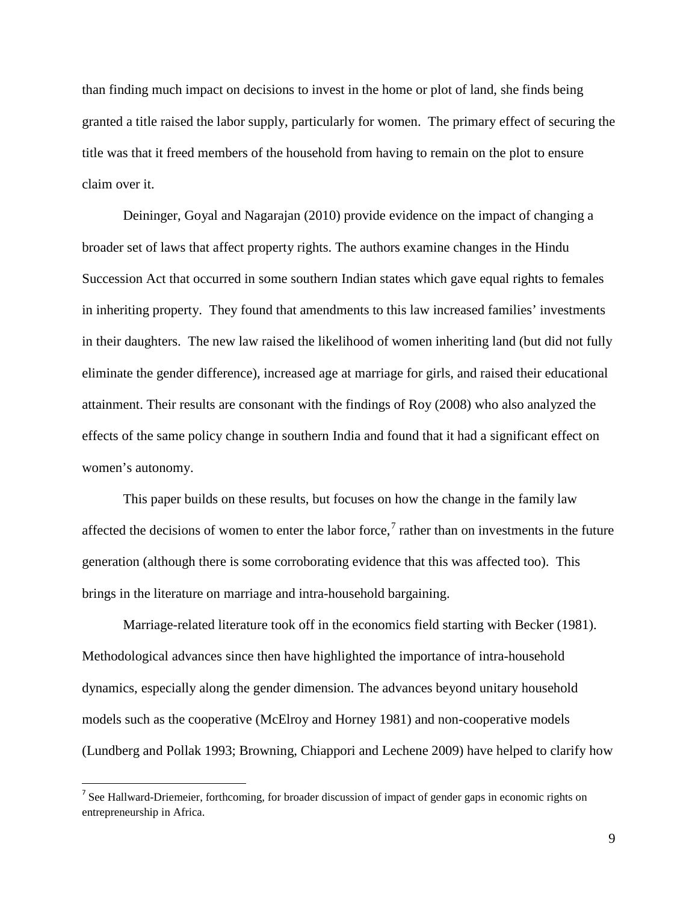than finding much impact on decisions to invest in the home or plot of land, she finds being granted a title raised the labor supply, particularly for women. The primary effect of securing the title was that it freed members of the household from having to remain on the plot to ensure claim over it.

Deininger, Goyal and Nagarajan (2010) provide evidence on the impact of changing a broader set of laws that affect property rights. The authors examine changes in the Hindu Succession Act that occurred in some southern Indian states which gave equal rights to females in inheriting property. They found that amendments to this law increased families' investments in their daughters. The new law raised the likelihood of women inheriting land (but did not fully eliminate the gender difference), increased age at marriage for girls, and raised their educational attainment. Their results are consonant with the findings of Roy (2008) who also analyzed the effects of the same policy change in southern India and found that it had a significant effect on women's autonomy.

This paper builds on these results, but focuses on how the change in the family law affected the decisions of women to enter the labor force,[7] rather than on investments in the future generation (although there is some corroborating evidence that this was affected too). This brings in the literature on marriage and intra-household bargaining.

Marriage-related literature took off in the economics field starting with Becker (1981). Methodological advances since then have highlighted the importance of intra-household dynamics, especially along the gender dimension. The advances beyond unitary household models such as the cooperative (McElroy and Horney 1981) and non-cooperative models (Lundberg and Pollak 1993; Browning, Chiappori and Lechene 2009) have helped to clarify how

[7] See Hallward-Driemeier, forthcoming, for broader discussion of impact of gender gaps in economic rights on entrepreneurship in Africa.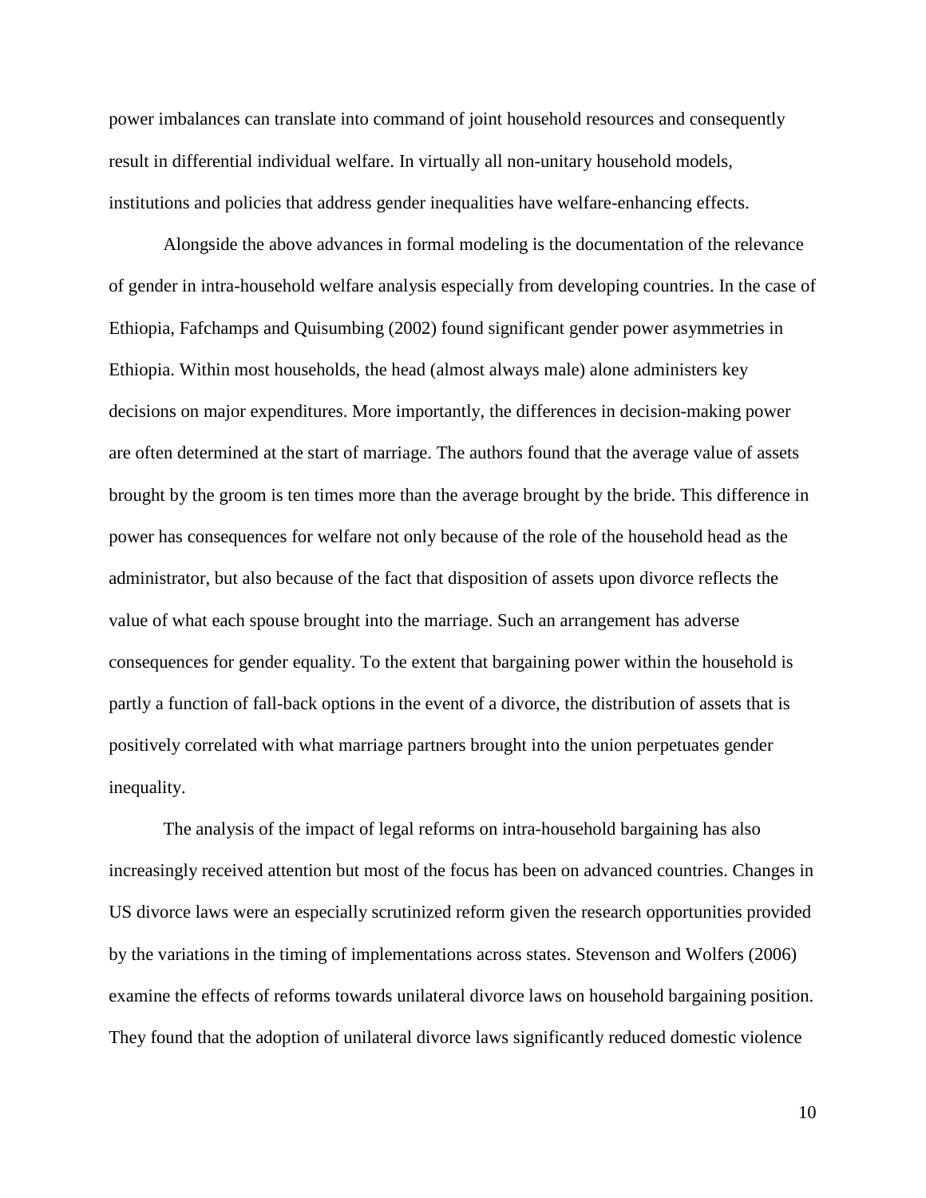power imbalances can translate into command of joint household resources and consequently result in differential individual welfare. In virtually all non-unitary household models, institutions and policies that address gender inequalities have welfare-enhancing effects.

Alongside the above advances in formal modeling is the documentation of the relevance of gender in intra-household welfare analysis especially from developing countries. In the case of Ethiopia, Fafchamps and Quisumbing (2002) found significant gender power asymmetries in Ethiopia. Within most households, the head (almost always male) alone administers key decisions on major expenditures. More importantly, the differences in decision-making power are often determined at the start of marriage. The authors found that the average value of assets brought by the groom is ten times more than the average brought by the bride. This difference in power has consequences for welfare not only because of the role of the household head as the administrator, but also because of the fact that disposition of assets upon divorce reflects the value of what each spouse brought into the marriage. Such an arrangement has adverse consequences for gender equality. To the extent that bargaining power within the household is partly a function of fall-back options in the event of a divorce, the distribution of assets that is positively correlated with what marriage partners brought into the union perpetuates gender inequality.

The analysis of the impact of legal reforms on intra-household bargaining has also increasingly received attention but most of the focus has been on advanced countries. Changes in US divorce laws were an especially scrutinized reform given the research opportunities provided by the variations in the timing of implementations across states. Stevenson and Wolfers (2006) examine the effects of reforms towards unilateral divorce laws on household bargaining position. They found that the adoption of unilateral divorce laws significantly reduced domestic violence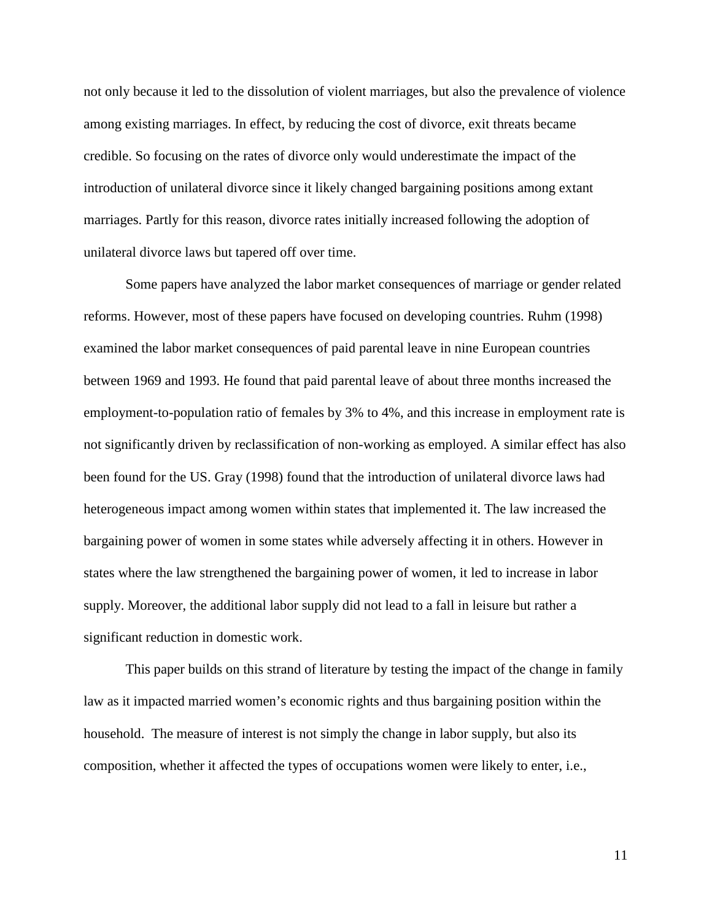not only because it led to the dissolution of violent marriages, but also the prevalence of violence among existing marriages. In effect, by reducing the cost of divorce, exit threats became credible. So focusing on the rates of divorce only would underestimate the impact of the introduction of unilateral divorce since it likely changed bargaining positions among extant marriages. Partly for this reason, divorce rates initially increased following the adoption of unilateral divorce laws but tapered off over time.

Some papers have analyzed the labor market consequences of marriage or gender related reforms. However, most of these papers have focused on developing countries. Ruhm (1998) examined the labor market consequences of paid parental leave in nine European countries between 1969 and 1993. He found that paid parental leave of about three months increased the employment-to-population ratio of females by 3% to 4%, and this increase in employment rate is not significantly driven by reclassification of non-working as employed. A similar effect has also been found for the US. Gray (1998) found that the introduction of unilateral divorce laws had heterogeneous impact among women within states that implemented it. The law increased the bargaining power of women in some states while adversely affecting it in others. However in states where the law strengthened the bargaining power of women, it led to increase in labor supply. Moreover, the additional labor supply did not lead to a fall in leisure but rather a significant reduction in domestic work.

This paper builds on this strand of literature by testing the impact of the change in family law as it impacted married women's economic rights and thus bargaining position within the household. The measure of interest is not simply the change in labor supply, but also its composition, whether it affected the types of occupations women were likely to enter, i.e.,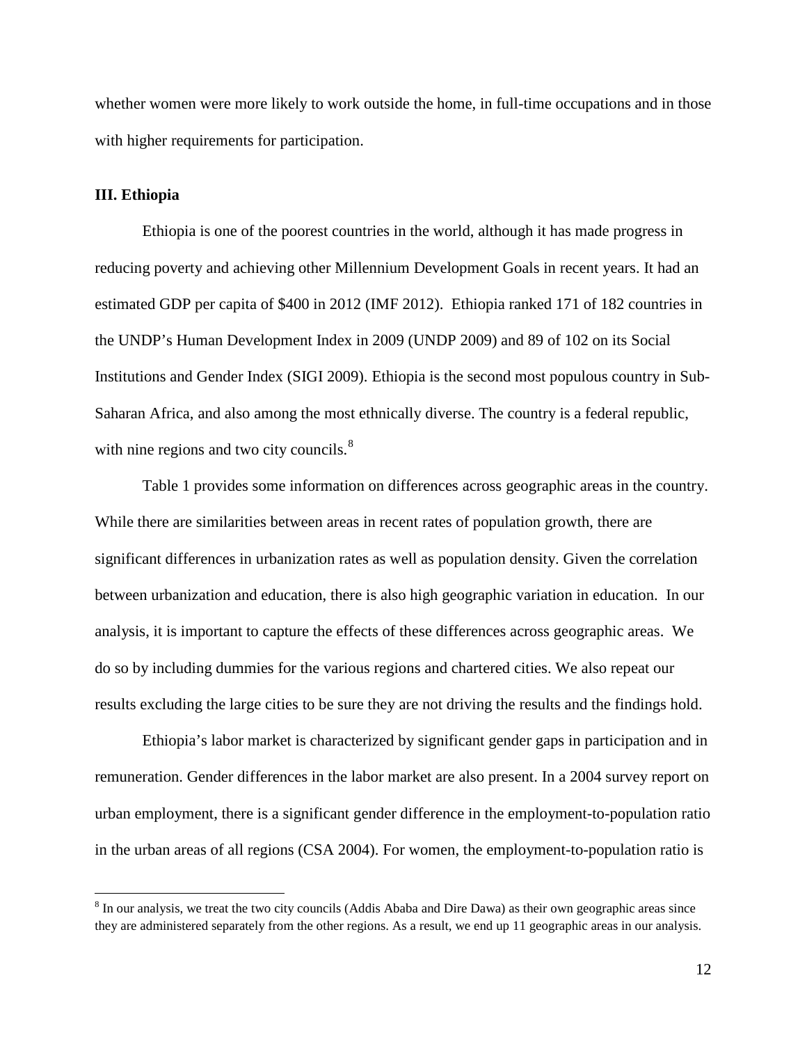whether women were more likely to work outside the home, in full-time occupations and in those with higher requirements for participation.

### III. Ethiopia

Ethiopia is one of the poorest countries in the world, although it has made progress in reducing poverty and achieving other Millennium Development Goals in recent years. It had an estimated GDP per capita of $400 in 2012 (IMF 2012). Ethiopia ranked 171 of 182 countries in the UNDP's Human Development Index in 2009 (UNDP 2009) and 89 of 102 on its Social Institutions and Gender Index (SIGI 2009). Ethiopia is the second most populous country in Sub-Saharan Africa, and also among the most ethnically diverse. The country is a federal republic, with nine regions and two city councils.[8]

Table 1 provides some information on differences across geographic areas in the country. While there are similarities between areas in recent rates of population growth, there are significant differences in urbanization rates as well as population density. Given the correlation between urbanization and education, there is also high geographic variation in education. In our analysis, it is important to capture the effects of these differences across geographic areas. We do so by including dummies for the various regions and chartered cities. We also repeat our results excluding the large cities to be sure they are not driving the results and the findings hold.

Ethiopia's labor market is characterized by significant gender gaps in participation and in remuneration. Gender differences in the labor market are also present. In a 2004 survey report on urban employment, there is a significant gender difference in the employment-to-population ratio in the urban areas of all regions (CSA 2004). For women, the employment-to-population ratio is

[8] In our analysis, we treat the two city councils (Addis Ababa and Dire Dawa) as their own geographic areas since they are administered separately from the other regions. As a result, we end up 11 geographic areas in our analysis.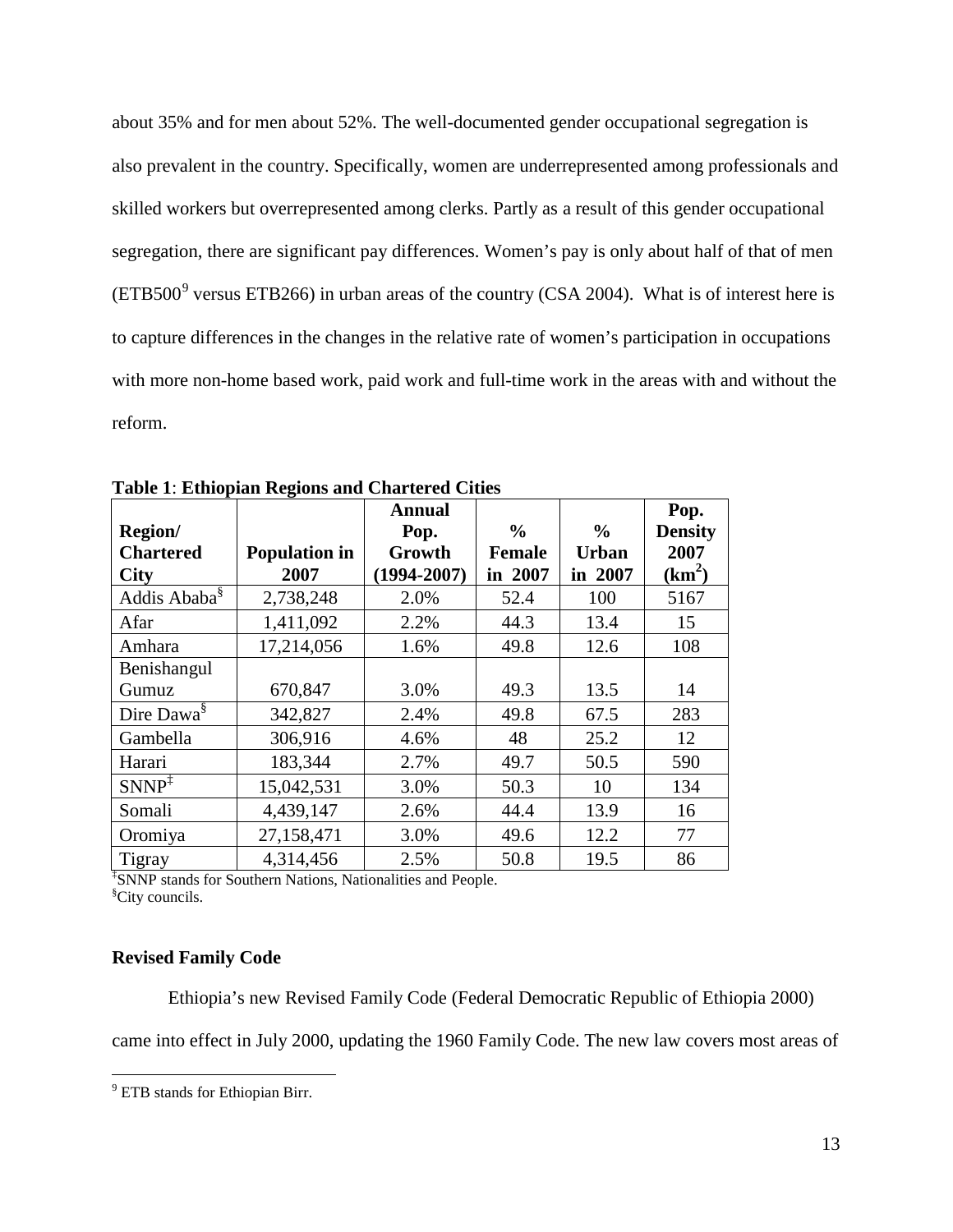about 35% and for men about 52%. The well-documented gender occupational segregation is also prevalent in the country. Specifically, women are underrepresented among professionals and skilled workers but overrepresented among clerks. Partly as a result of this gender occupational segregation, there are significant pay differences. Women's pay is only about half of that of men (ETB500[9] versus ETB266) in urban areas of the country (CSA 2004). What is of interest here is to capture differences in the changes in the relative rate of women's participation in occupations with more non-home based work, paid work and full-time work in the areas with and without the reform.

**Table 1**: **Ethiopian Regions and Chartered Cities**

| Region/ Chartered City | Population in 2007 | Annual Pop. Growth (1994-2007) | % Female in 2007 | % Urban in 2007 | Pop. Density 2007 ($km^2$) |
|---|---|---|---|---|---|
| Addis Ababa[§] | 2,738,248 | 2.0% | 52.4 | 100 | 5167 |
| Afar | 1,411,092 | 2.2% | 44.3 | 13.4 | 15 |
| Amhara | 17,214,056 | 1.6% | 49.8 | 12.6 | 108 |
| Benishangul Gumuz | 670,847 | 3.0% | 49.3 | 13.5 | 14 |
| Dire Dawa[§] | 342,827 | 2.4% | 49.8 | 67.5 | 283 |
| Gambella | 306,916 | 4.6% | 48 | 25.2 | 12 |
| Harari | 183,344 | 2.7% | 49.7 | 50.5 | 590 |
| SNNP[‡] | 15,042,531 | 3.0% | 50.3 | 10 | 134 |
| Somali | 4,439,147 | 2.6% | 44.4 | 13.9 | 16 |
| Oromiya | 27,158,471 | 3.0% | 49.6 | 12.2 | 77 |
| Tigray | 4,314,456 | 2.5% | 50.8 | 19.5 | 86 |

[‡]SNNP stands for Southern Nations, Nationalities and People.
[§]City councils.

### Revised Family Code

Ethiopia's new Revised Family Code (Federal Democratic Republic of Ethiopia 2000) came into effect in July 2000, updating the 1960 Family Code. The new law covers most areas of

[9] ETB stands for Ethiopian Birr.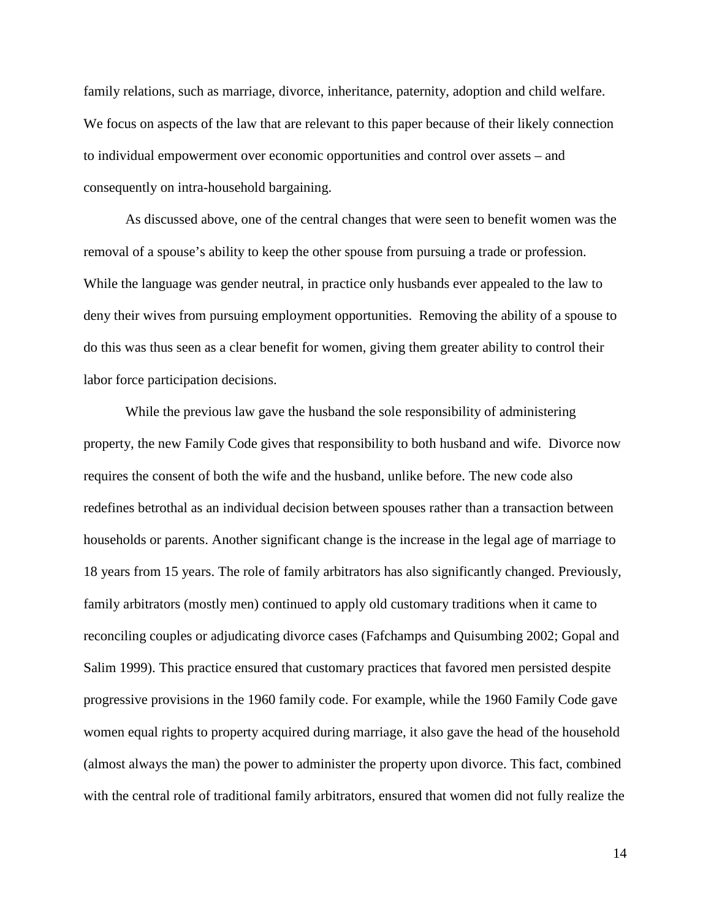family relations, such as marriage, divorce, inheritance, paternity, adoption and child welfare. We focus on aspects of the law that are relevant to this paper because of their likely connection to individual empowerment over economic opportunities and control over assets – and consequently on intra-household bargaining.

As discussed above, one of the central changes that were seen to benefit women was the removal of a spouse's ability to keep the other spouse from pursuing a trade or profession. While the language was gender neutral, in practice only husbands ever appealed to the law to deny their wives from pursuing employment opportunities. Removing the ability of a spouse to do this was thus seen as a clear benefit for women, giving them greater ability to control their labor force participation decisions.

While the previous law gave the husband the sole responsibility of administering property, the new Family Code gives that responsibility to both husband and wife. Divorce now requires the consent of both the wife and the husband, unlike before. The new code also redefines betrothal as an individual decision between spouses rather than a transaction between households or parents. Another significant change is the increase in the legal age of marriage to 18 years from 15 years. The role of family arbitrators has also significantly changed. Previously, family arbitrators (mostly men) continued to apply old customary traditions when it came to reconciling couples or adjudicating divorce cases (Fafchamps and Quisumbing 2002; Gopal and Salim 1999). This practice ensured that customary practices that favored men persisted despite progressive provisions in the 1960 family code. For example, while the 1960 Family Code gave women equal rights to property acquired during marriage, it also gave the head of the household (almost always the man) the power to administer the property upon divorce. This fact, combined with the central role of traditional family arbitrators, ensured that women did not fully realize the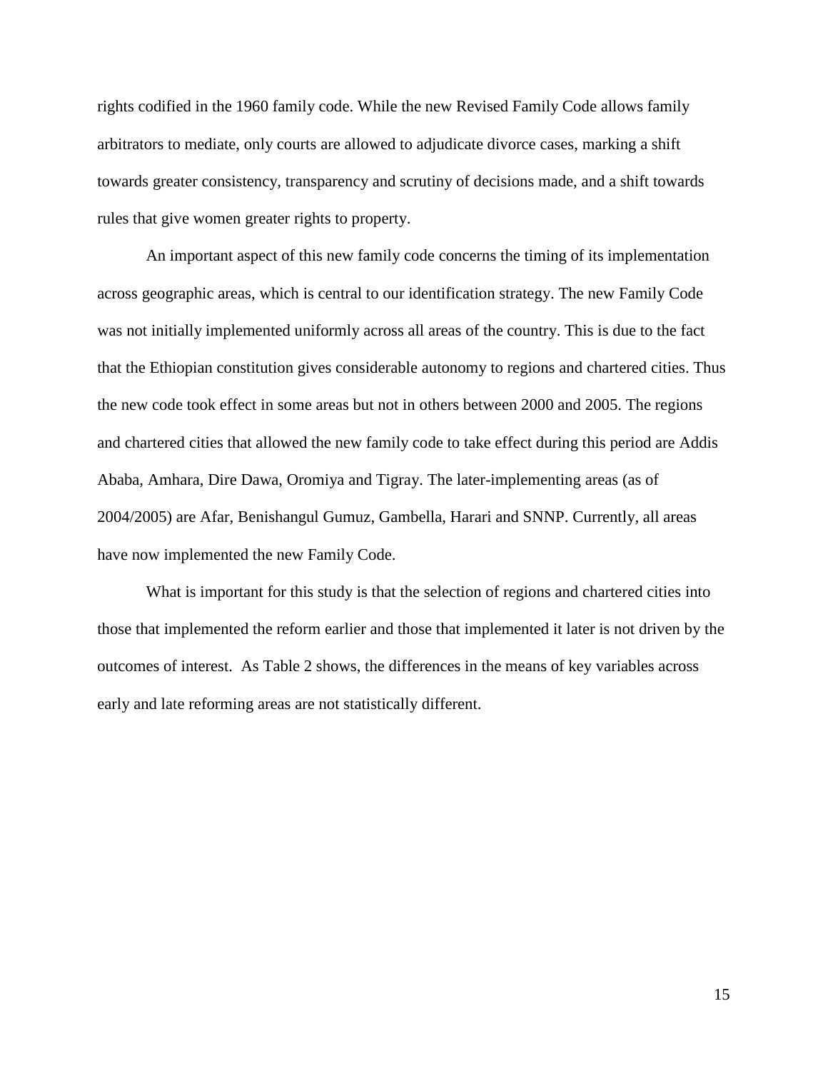rights codified in the 1960 family code. While the new Revised Family Code allows family arbitrators to mediate, only courts are allowed to adjudicate divorce cases, marking a shift towards greater consistency, transparency and scrutiny of decisions made, and a shift towards rules that give women greater rights to property.

An important aspect of this new family code concerns the timing of its implementation across geographic areas, which is central to our identification strategy. The new Family Code was not initially implemented uniformly across all areas of the country. This is due to the fact that the Ethiopian constitution gives considerable autonomy to regions and chartered cities. Thus the new code took effect in some areas but not in others between 2000 and 2005. The regions and chartered cities that allowed the new family code to take effect during this period are Addis Ababa, Amhara, Dire Dawa, Oromiya and Tigray. The later-implementing areas (as of 2004/2005) are Afar, Benishangul Gumuz, Gambella, Harari and SNNP. Currently, all areas have now implemented the new Family Code.

What is important for this study is that the selection of regions and chartered cities into those that implemented the reform earlier and those that implemented it later is not driven by the outcomes of interest. As Table 2 shows, the differences in the means of key variables across early and late reforming areas are not statistically different.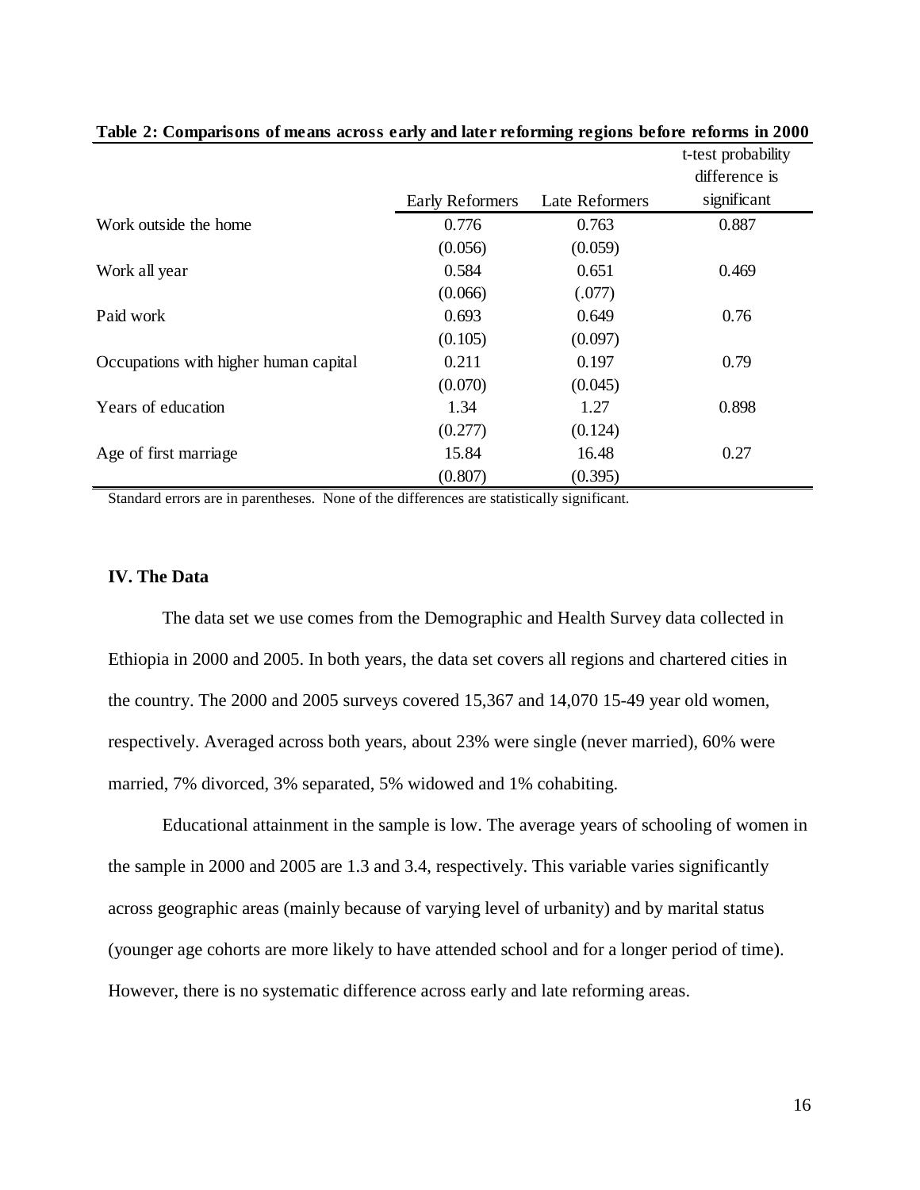**Table 2: Comparisons of means across early and later reforming regions before reforms in 2000**

| | Early Reformers | Late Reformers | t-test probability difference is significant |
|---|---|---|---|
| Work outside the home | 0.776 | 0.763 | 0.887 |
| | (0.056) | (0.059) | |
| Work all year | 0.584 | 0.651 | 0.469 |
| | (0.066) | (.077) | |
| Paid work | 0.693 | 0.649 | 0.76 |
| | (0.105) | (0.097) | |
| Occupations with higher human capital | 0.211 | 0.197 | 0.79 |
| | (0.070) | (0.045) | |
| Years of education | 1.34 | 1.27 | 0.898 |
| | (0.277) | (0.124) | |
| Age of first marriage | 15.84 | 16.48 | 0.27 |
| | (0.807) | (0.395) | |

Standard errors are in parentheses. None of the differences are statistically significant.

### IV. The Data

The data set we use comes from the Demographic and Health Survey data collected in Ethiopia in 2000 and 2005. In both years, the data set covers all regions and chartered cities in the country. The 2000 and 2005 surveys covered 15,367 and 14,070 15-49 year old women, respectively. Averaged across both years, about 23% were single (never married), 60% were married, 7% divorced, 3% separated, 5% widowed and 1% cohabiting.

Educational attainment in the sample is low. The average years of schooling of women in the sample in 2000 and 2005 are 1.3 and 3.4, respectively. This variable varies significantly across geographic areas (mainly because of varying level of urbanity) and by marital status (younger age cohorts are more likely to have attended school and for a longer period of time). However, there is no systematic difference across early and late reforming areas.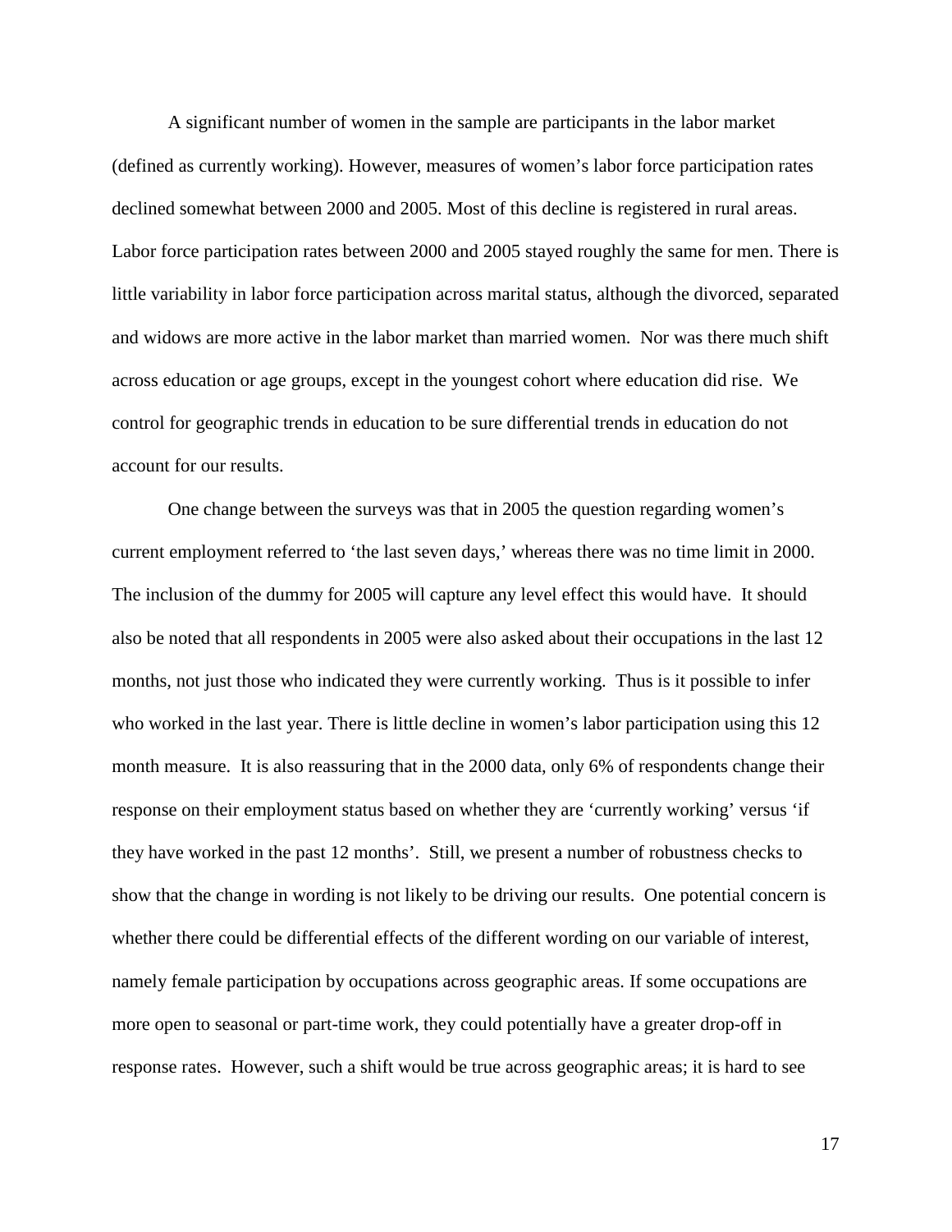A significant number of women in the sample are participants in the labor market (defined as currently working). However, measures of women's labor force participation rates declined somewhat between 2000 and 2005. Most of this decline is registered in rural areas. Labor force participation rates between 2000 and 2005 stayed roughly the same for men. There is little variability in labor force participation across marital status, although the divorced, separated and widows are more active in the labor market than married women. Nor was there much shift across education or age groups, except in the youngest cohort where education did rise. We control for geographic trends in education to be sure differential trends in education do not account for our results.

One change between the surveys was that in 2005 the question regarding women's current employment referred to 'the last seven days,' whereas there was no time limit in 2000. The inclusion of the dummy for 2005 will capture any level effect this would have. It should also be noted that all respondents in 2005 were also asked about their occupations in the last 12 months, not just those who indicated they were currently working. Thus is it possible to infer who worked in the last year. There is little decline in women's labor participation using this 12 month measure. It is also reassuring that in the 2000 data, only 6% of respondents change their response on their employment status based on whether they are 'currently working' versus 'if they have worked in the past 12 months'. Still, we present a number of robustness checks to show that the change in wording is not likely to be driving our results. One potential concern is whether there could be differential effects of the different wording on our variable of interest, namely female participation by occupations across geographic areas. If some occupations are more open to seasonal or part-time work, they could potentially have a greater drop-off in response rates. However, such a shift would be true across geographic areas; it is hard to see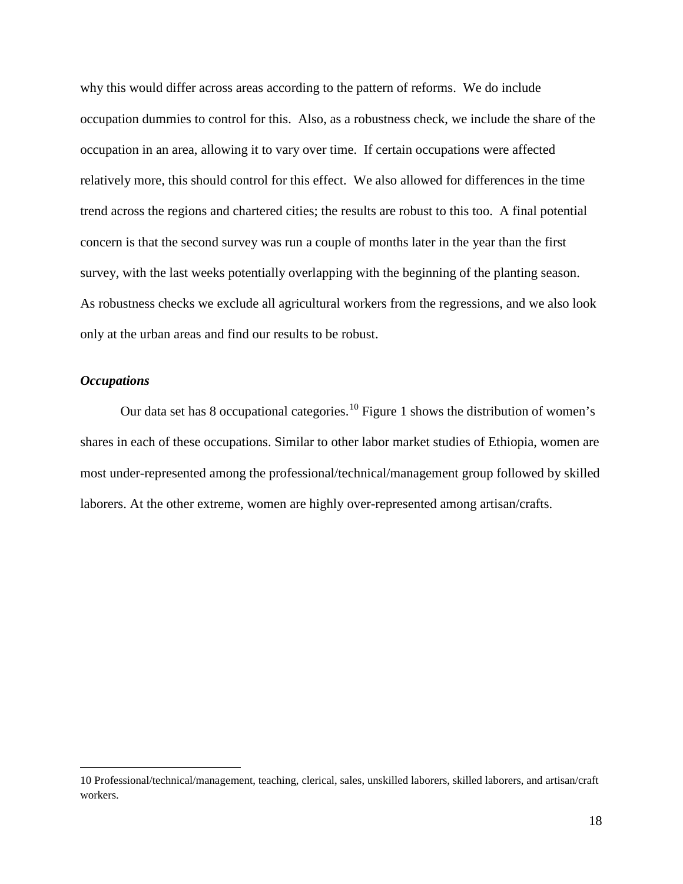why this would differ across areas according to the pattern of reforms. We do include occupation dummies to control for this. Also, as a robustness check, we include the share of the occupation in an area, allowing it to vary over time. If certain occupations were affected relatively more, this should control for this effect. We also allowed for differences in the time trend across the regions and chartered cities; the results are robust to this too. A final potential concern is that the second survey was run a couple of months later in the year than the first survey, with the last weeks potentially overlapping with the beginning of the planting season. As robustness checks we exclude all agricultural workers from the regressions, and we also look only at the urban areas and find our results to be robust.

### *Occupations*

Our data set has 8 occupational categories.[10] Figure 1 shows the distribution of women's shares in each of these occupations. Similar to other labor market studies of Ethiopia, women are most under-represented among the professional/technical/management group followed by skilled laborers. At the other extreme, women are highly over-represented among artisan/crafts.

---

10 Professional/technical/management, teaching, clerical, sales, unskilled laborers, skilled laborers, and artisan/craft workers.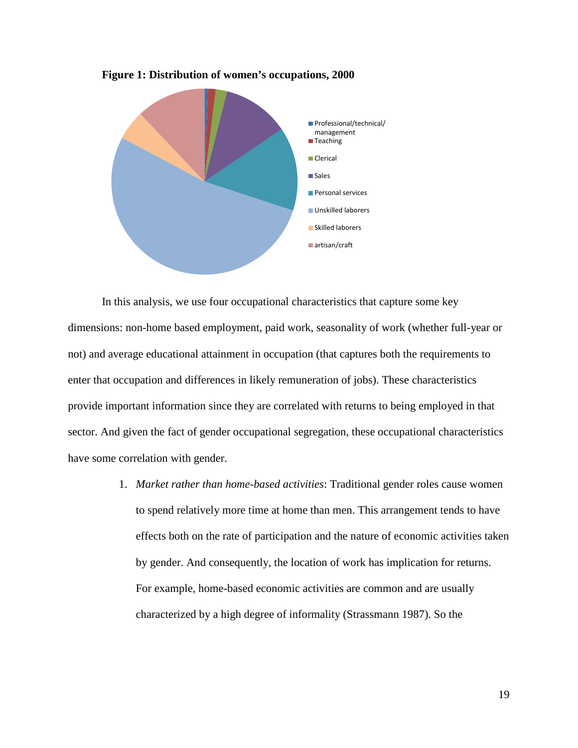**Figure 1: Distribution of women's occupations, 2000**

In this analysis, we use four occupational characteristics that capture some key dimensions: non-home based employment, paid work, seasonality of work (whether full-year or not) and average educational attainment in occupation (that captures both the requirements to enter that occupation and differences in likely remuneration of jobs). These characteristics provide important information since they are correlated with returns to being employed in that sector. And given the fact of gender occupational segregation, these occupational characteristics have some correlation with gender.

1. *Market rather than home-based activities*: Traditional gender roles cause women to spend relatively more time at home than men. This arrangement tends to have effects both on the rate of participation and the nature of economic activities taken by gender. And consequently, the location of work has implication for returns. For example, home-based economic activities are common and are usually characterized by a high degree of informality (Strassmann 1987). So the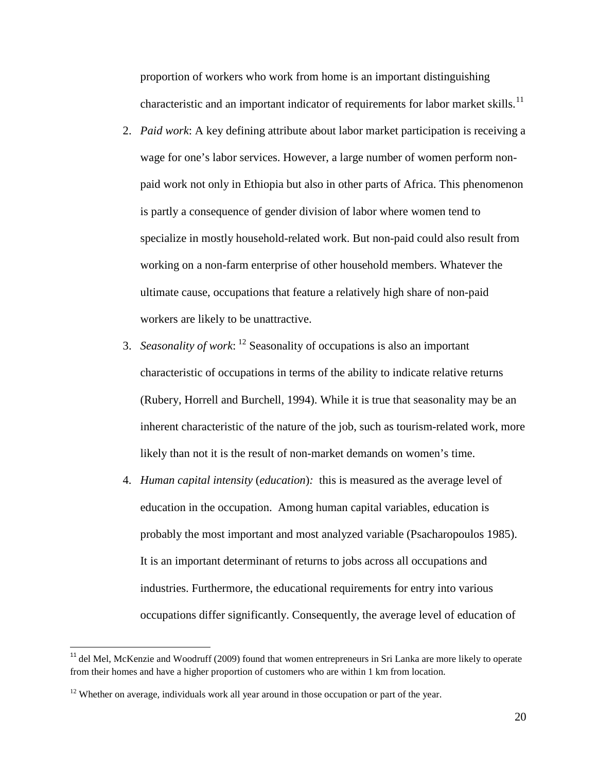proportion of workers who work from home is an important distinguishing characteristic and an important indicator of requirements for labor market skills.[11]

2. *Paid work*: A key defining attribute about labor market participation is receiving a wage for one's labor services. However, a large number of women perform non-paid work not only in Ethiopia but also in other parts of Africa. This phenomenon is partly a consequence of gender division of labor where women tend to specialize in mostly household-related work. But non-paid could also result from working on a non-farm enterprise of other household members. Whatever the ultimate cause, occupations that feature a relatively high share of non-paid workers are likely to be unattractive.

3. *Seasonality of work*: [12] Seasonality of occupations is also an important characteristic of occupations in terms of the ability to indicate relative returns (Rubery, Horrell and Burchell, 1994). While it is true that seasonality may be an inherent characteristic of the nature of the job, such as tourism-related work, more likely than not it is the result of non-market demands on women's time.

4. *Human capital intensity* (*education*)*:* this is measured as the average level of education in the occupation. Among human capital variables, education is probably the most important and most analyzed variable (Psacharopoulos 1985). It is an important determinant of returns to jobs across all occupations and industries. Furthermore, the educational requirements for entry into various occupations differ significantly. Consequently, the average level of education of

---

[11] del Mel, McKenzie and Woodruff (2009) found that women entrepreneurs in Sri Lanka are more likely to operate from their homes and have a higher proportion of customers who are within 1 km from location.

[12] Whether on average, individuals work all year around in those occupation or part of the year.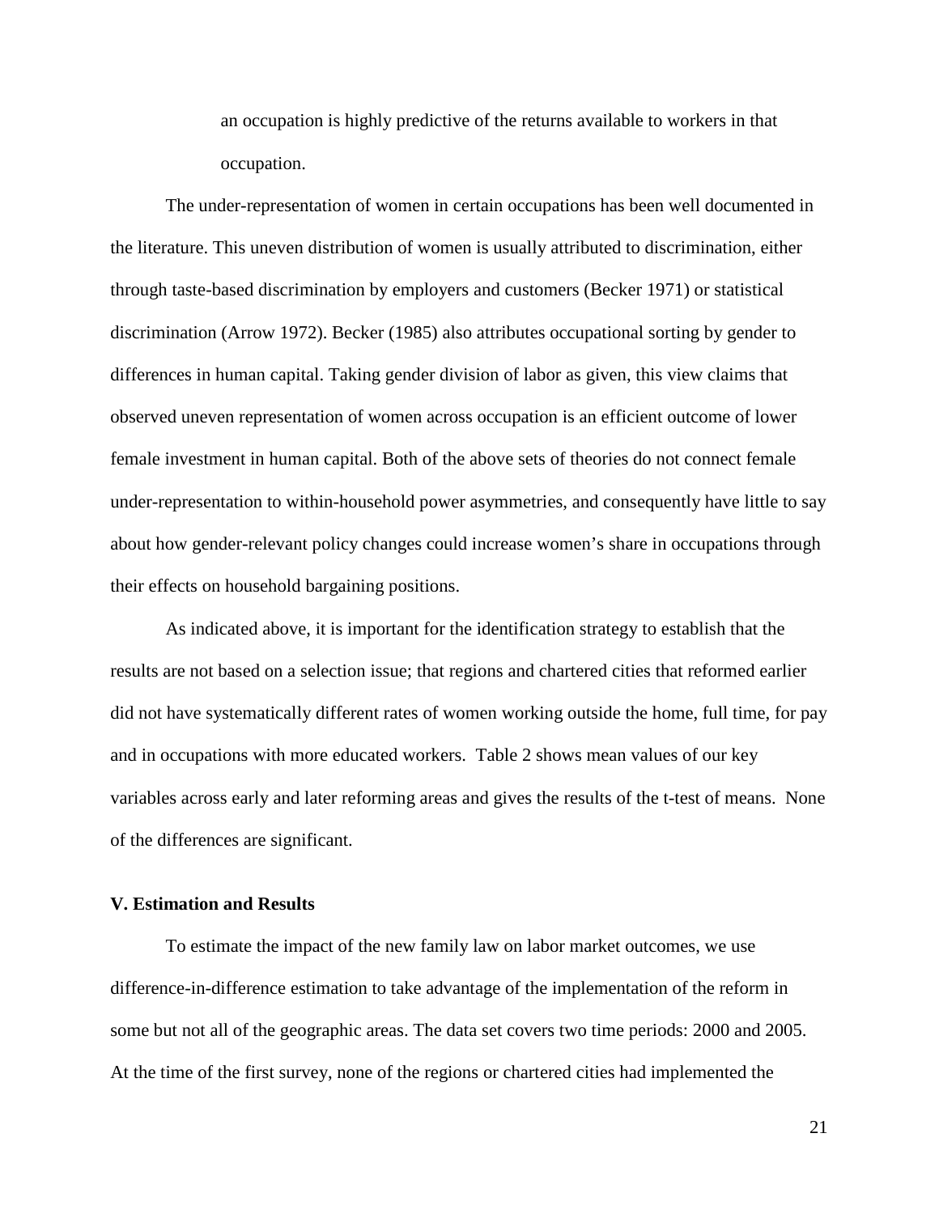an occupation is highly predictive of the returns available to workers in that occupation.

The under-representation of women in certain occupations has been well documented in the literature. This uneven distribution of women is usually attributed to discrimination, either through taste-based discrimination by employers and customers (Becker 1971) or statistical discrimination (Arrow 1972). Becker (1985) also attributes occupational sorting by gender to differences in human capital. Taking gender division of labor as given, this view claims that observed uneven representation of women across occupation is an efficient outcome of lower female investment in human capital. Both of the above sets of theories do not connect female under-representation to within-household power asymmetries, and consequently have little to say about how gender-relevant policy changes could increase women's share in occupations through their effects on household bargaining positions.

As indicated above, it is important for the identification strategy to establish that the results are not based on a selection issue; that regions and chartered cities that reformed earlier did not have systematically different rates of women working outside the home, full time, for pay and in occupations with more educated workers. Table 2 shows mean values of our key variables across early and later reforming areas and gives the results of the t-test of means. None of the differences are significant.

### V. Estimation and Results

To estimate the impact of the new family law on labor market outcomes, we use difference-in-difference estimation to take advantage of the implementation of the reform in some but not all of the geographic areas. The data set covers two time periods: 2000 and 2005. At the time of the first survey, none of the regions or chartered cities had implemented the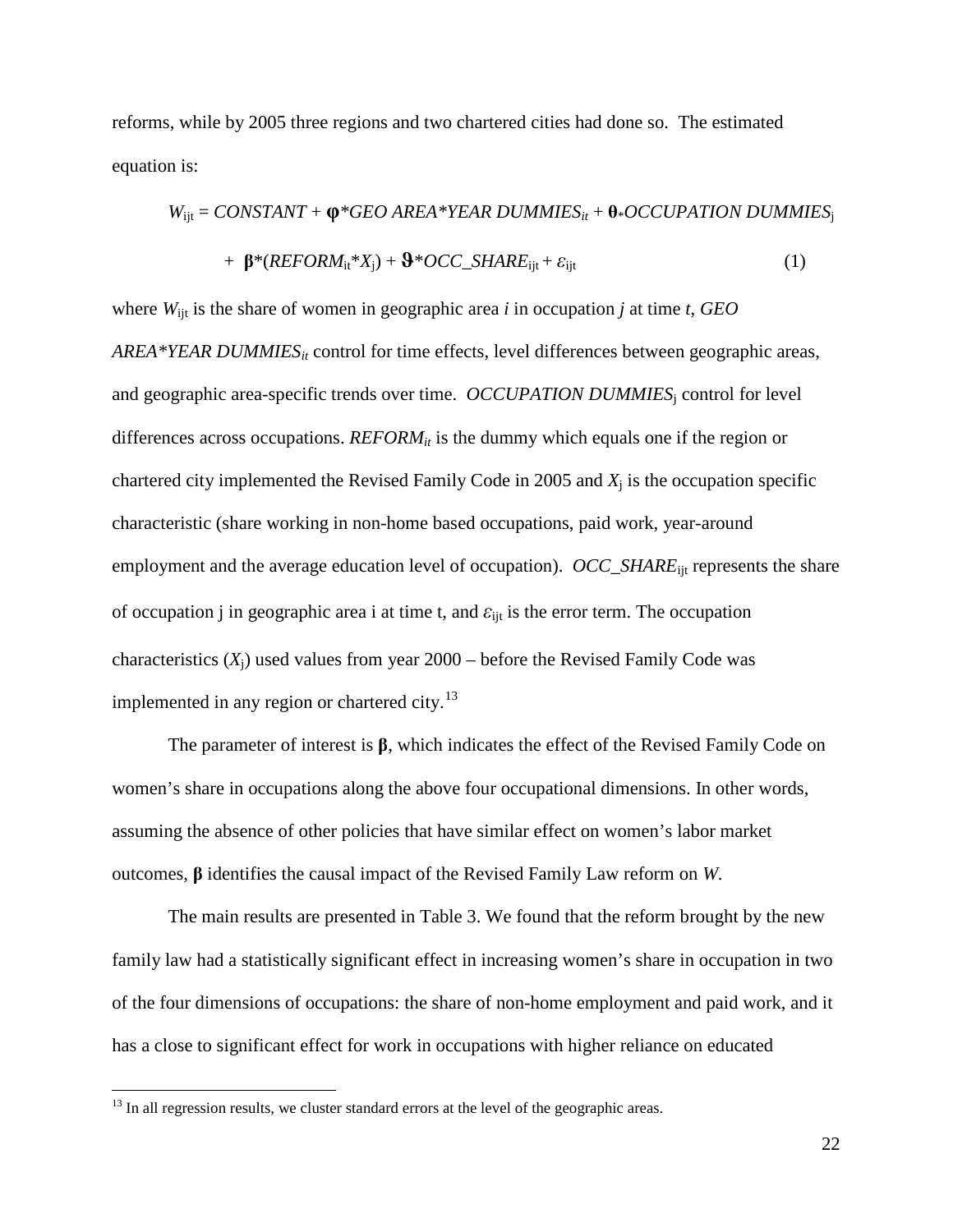reforms, while by 2005 three regions and two chartered cities had done so. The estimated equation is:

$$W_{ijt} = CONSTANT + \boldsymbol{\varphi}*GEO\ AREA*YEAR\ DUMMIES_{it} + \boldsymbol{\theta}*OCCUPATION\ DUMMIES_{j}$$

$$+\ \boldsymbol{\beta}*(REFORM_{it}*X_{j}) + \vartheta*OCC\_SHARE_{ijt} + \varepsilon_{ijt} \qquad (1)$$

where $W_{ijt}$ is the share of women in geographic area *i* in occupation *j* at time *t*, *GEO AREA*YEAR DUMMIES*$_{it}$ control for time effects, level differences between geographic areas, and geographic area-specific trends over time. *OCCUPATION DUMMIES*$_{j}$ control for level differences across occupations. *REFORM*$_{it}$ is the dummy which equals one if the region or chartered city implemented the Revised Family Code in 2005 and $X_j$ is the occupation specific characteristic (share working in non-home based occupations, paid work, year-around employment and the average education level of occupation). *OCC_SHARE*$_{ijt}$ represents the share of occupation j in geographic area i at time t, and $\varepsilon_{ijt}$ is the error term. The occupation characteristics ($X_j$) used values from year 2000 – before the Revised Family Code was implemented in any region or chartered city.[13]

The parameter of interest is **β**, which indicates the effect of the Revised Family Code on women's share in occupations along the above four occupational dimensions. In other words, assuming the absence of other policies that have similar effect on women's labor market outcomes, **β** identifies the causal impact of the Revised Family Law reform on *W*.

The main results are presented in Table 3. We found that the reform brought by the new family law had a statistically significant effect in increasing women's share in occupation in two of the four dimensions of occupations: the share of non-home employment and paid work, and it has a close to significant effect for work in occupations with higher reliance on educated

[13] In all regression results, we cluster standard errors at the level of the geographic areas.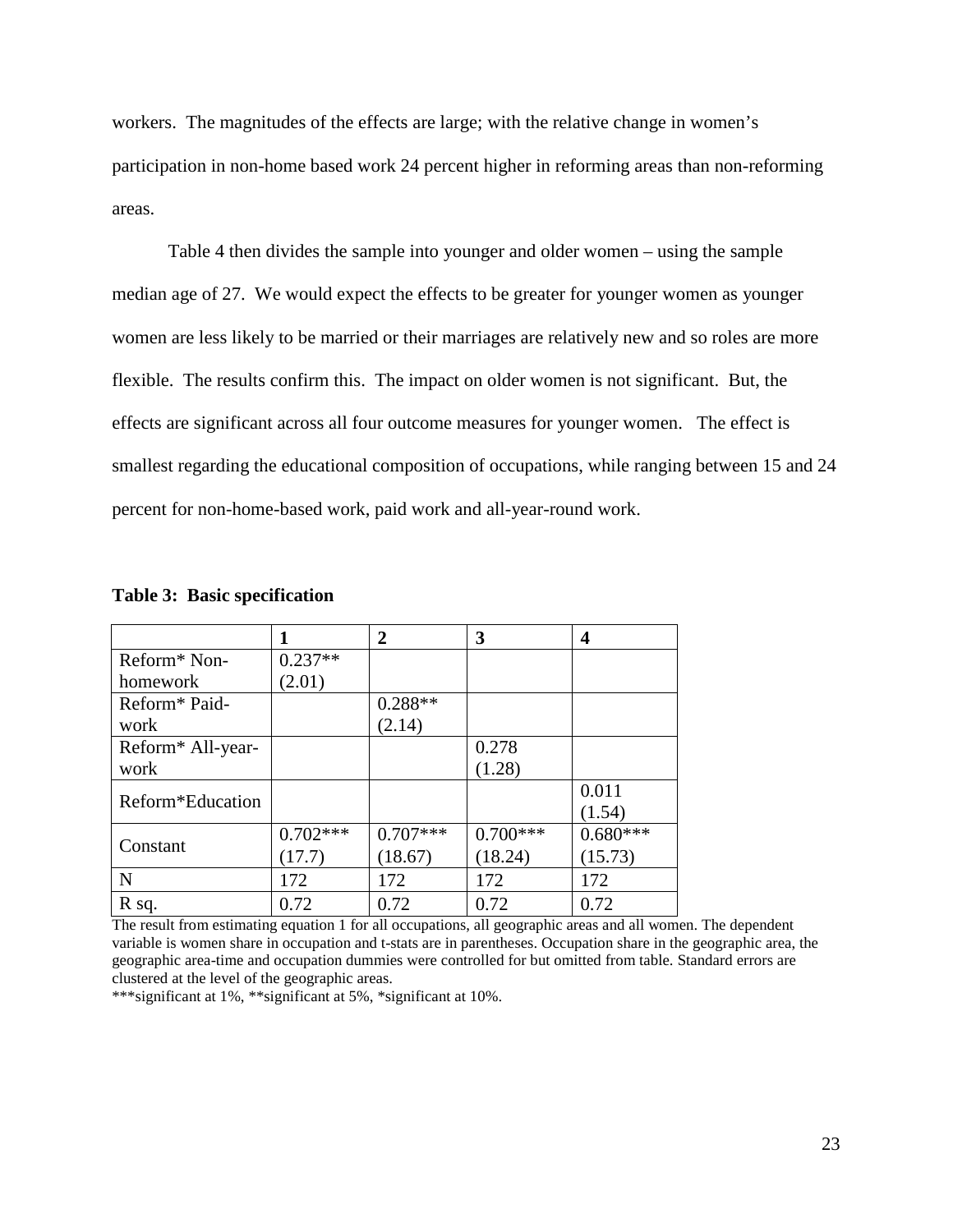workers. The magnitudes of the effects are large; with the relative change in women's participation in non-home based work 24 percent higher in reforming areas than non-reforming areas.

Table 4 then divides the sample into younger and older women – using the sample median age of 27. We would expect the effects to be greater for younger women as younger women are less likely to be married or their marriages are relatively new and so roles are more flexible. The results confirm this. The impact on older women is not significant. But, the effects are significant across all four outcome measures for younger women. The effect is smallest regarding the educational composition of occupations, while ranging between 15 and 24 percent for non-home-based work, paid work and all-year-round work.

**Table 3: Basic specification**

| | 1 | 2 | 3 | 4 |
|---|---|---|---|---|
| Reform* Non-homework | 0.237**<br>(2.01) | | | |
| Reform* Paid-work | | 0.288**<br>(2.14) | | |
| Reform* All-year-work | | | 0.278<br>(1.28) | |
| Reform*Education | | | | 0.011<br>(1.54) |
| Constant | 0.702***<br>(17.7) | 0.707***<br>(18.67) | 0.700***<br>(18.24) | 0.680***<br>(15.73) |
| N | 172 | 172 | 172 | 172 |
| R sq. | 0.72 | 0.72 | 0.72 | 0.72 |

The result from estimating equation 1 for all occupations, all geographic areas and all women. The dependent variable is women share in occupation and t-stats are in parentheses. Occupation share in the geographic area, the geographic area-time and occupation dummies were controlled for but omitted from table. Standard errors are clustered at the level of the geographic areas.
***significant at 1%, **significant at 5%, *significant at 10%.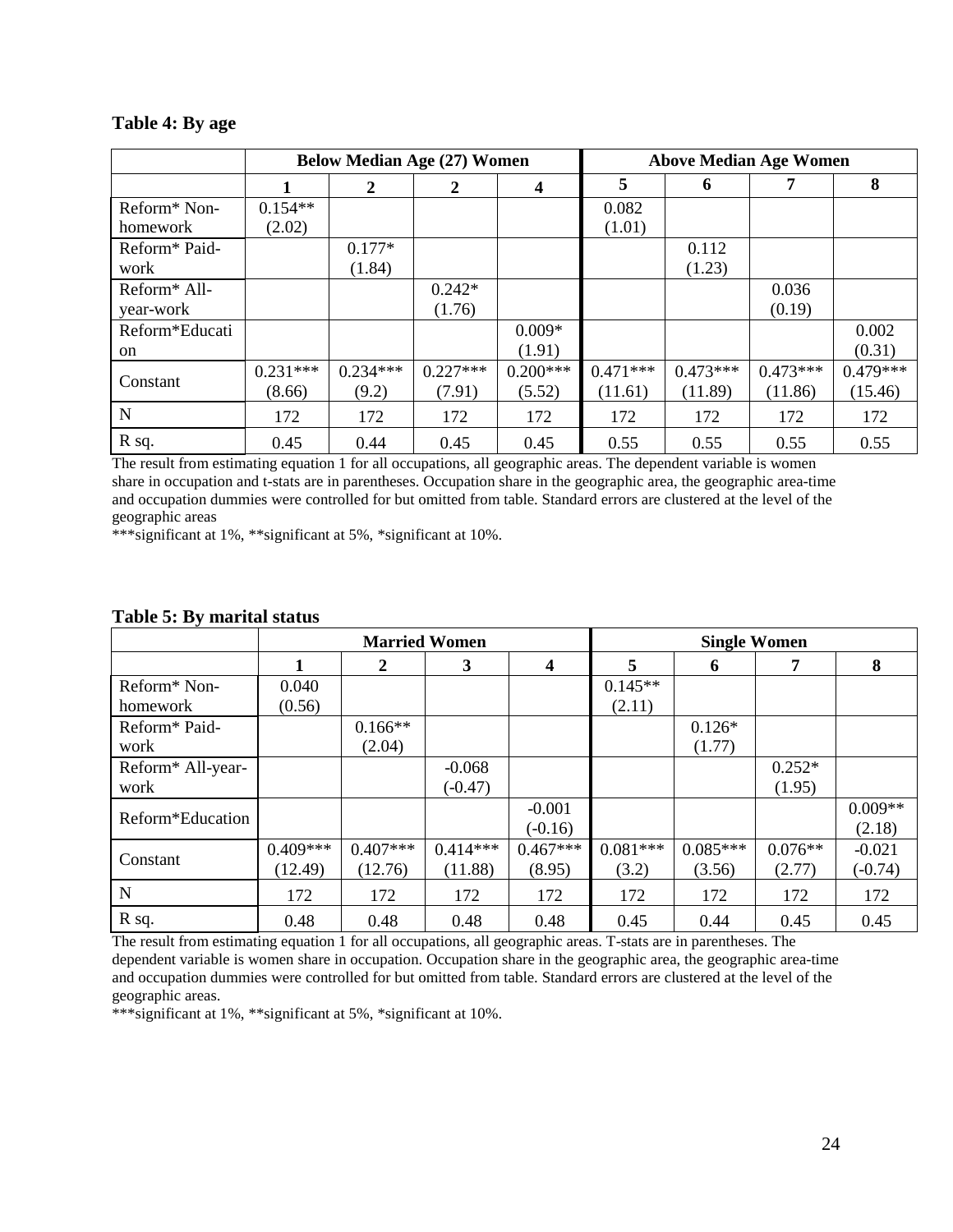**Table 4: By age**

| | Below Median Age (27) Women | | | | Above Median Age Women | | | |
|---|---|---|---|---|---|---|---|---|
| | 1 | 2 | 2 | 4 | 5 | 6 | 7 | 8 |
| Reform* Non-homework | 0.154**<br>(2.02) | | | | 0.082<br>(1.01) | | | |
| Reform* Paid-work | | 0.177*<br>(1.84) | | | | 0.112<br>(1.23) | | |
| Reform* All-year-work | | | 0.242*<br>(1.76) | | | | 0.036<br>(0.19) | |
| Reform*Education | | | | 0.009*<br>(1.91) | | | | 0.002<br>(0.31) |
| Constant | 0.231***<br>(8.66) | 0.234***<br>(9.2) | 0.227***<br>(7.91) | 0.200***<br>(5.52) | 0.471***<br>(11.61) | 0.473***<br>(11.89) | 0.473***<br>(11.86) | 0.479***<br>(15.46) |
| N | 172 | 172 | 172 | 172 | 172 | 172 | 172 | 172 |
| R sq. | 0.45 | 0.44 | 0.45 | 0.45 | 0.55 | 0.55 | 0.55 | 0.55 |

The result from estimating equation 1 for all occupations, all geographic areas. The dependent variable is women share in occupation and t-stats are in parentheses. Occupation share in the geographic area, the geographic area-time and occupation dummies were controlled for but omitted from table. Standard errors are clustered at the level of the geographic areas

***significant at 1%, **significant at 5%, *significant at 10%.

**Table 5: By marital status**

| | Married Women | | | | Single Women | | | |
|---|---|---|---|---|---|---|---|---|
| | 1 | 2 | 3 | 4 | 5 | 6 | 7 | 8 |
| Reform* Non-homework | 0.040<br>(0.56) | | | | 0.145**<br>(2.11) | | | |
| Reform* Paid-work | | 0.166**<br>(2.04) | | | | 0.126*<br>(1.77) | | |
| Reform* All-year-work | | | -0.068<br>(-0.47) | | | | 0.252*<br>(1.95) | |
| Reform*Education | | | | -0.001<br>(-0.16) | | | | 0.009**<br>(2.18) |
| Constant | 0.409***<br>(12.49) | 0.407***<br>(12.76) | 0.414***<br>(11.88) | 0.467***<br>(8.95) | 0.081***<br>(3.2) | 0.085***<br>(3.56) | 0.076**<br>(2.77) | -0.021<br>(-0.74) |
| N | 172 | 172 | 172 | 172 | 172 | 172 | 172 | 172 |
| R sq. | 0.48 | 0.48 | 0.48 | 0.48 | 0.45 | 0.44 | 0.45 | 0.45 |

The result from estimating equation 1 for all occupations, all geographic areas. T-stats are in parentheses. The dependent variable is women share in occupation. Occupation share in the geographic area, the geographic area-time and occupation dummies were controlled for but omitted from table. Standard errors are clustered at the level of the geographic areas.

***significant at 1%, **significant at 5%, *significant at 10%.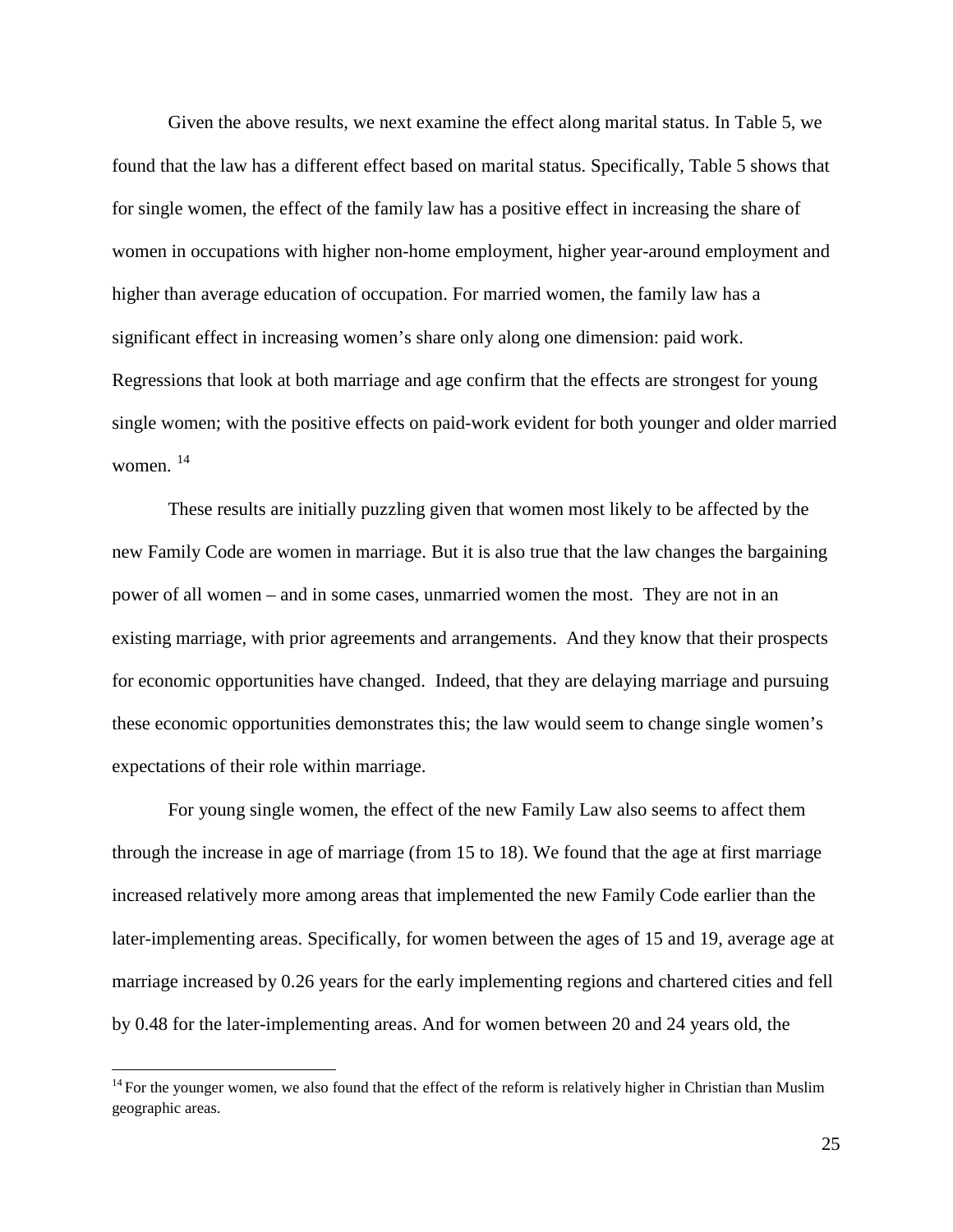Given the above results, we next examine the effect along marital status. In Table 5, we found that the law has a different effect based on marital status. Specifically, Table 5 shows that for single women, the effect of the family law has a positive effect in increasing the share of women in occupations with higher non-home employment, higher year-around employment and higher than average education of occupation. For married women, the family law has a significant effect in increasing women's share only along one dimension: paid work. Regressions that look at both marriage and age confirm that the effects are strongest for young single women; with the positive effects on paid-work evident for both younger and older married women. [14]

These results are initially puzzling given that women most likely to be affected by the new Family Code are women in marriage. But it is also true that the law changes the bargaining power of all women – and in some cases, unmarried women the most. They are not in an existing marriage, with prior agreements and arrangements. And they know that their prospects for economic opportunities have changed. Indeed, that they are delaying marriage and pursuing these economic opportunities demonstrates this; the law would seem to change single women's expectations of their role within marriage.

For young single women, the effect of the new Family Law also seems to affect them through the increase in age of marriage (from 15 to 18). We found that the age at first marriage increased relatively more among areas that implemented the new Family Code earlier than the later-implementing areas. Specifically, for women between the ages of 15 and 19, average age at marriage increased by 0.26 years for the early implementing regions and chartered cities and fell by 0.48 for the later-implementing areas. And for women between 20 and 24 years old, the

[14] For the younger women, we also found that the effect of the reform is relatively higher in Christian than Muslim geographic areas.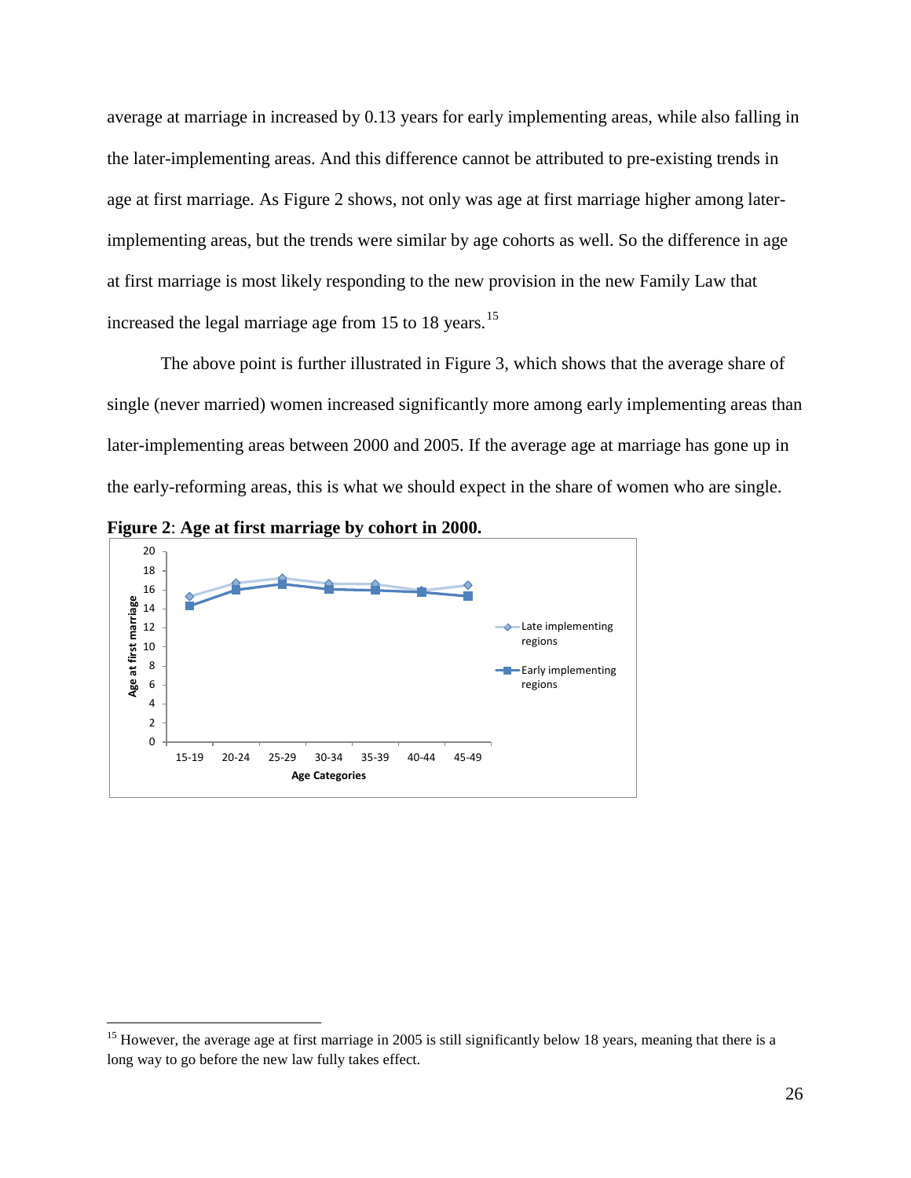average at marriage in increased by 0.13 years for early implementing areas, while also falling in the later-implementing areas. And this difference cannot be attributed to pre-existing trends in age at first marriage. As Figure 2 shows, not only was age at first marriage higher among later-implementing areas, but the trends were similar by age cohorts as well. So the difference in age at first marriage is most likely responding to the new provision in the new Family Law that increased the legal marriage age from 15 to 18 years.[15]

The above point is further illustrated in Figure 3, which shows that the average share of single (never married) women increased significantly more among early implementing areas than later-implementing areas between 2000 and 2005. If the average age at marriage has gone up in the early-reforming areas, this is what we should expect in the share of women who are single.

**Figure 2**: **Age at first marriage by cohort in 2000.**

[15] However, the average age at first marriage in 2005 is still significantly below 18 years, meaning that there is a long way to go before the new law fully takes effect.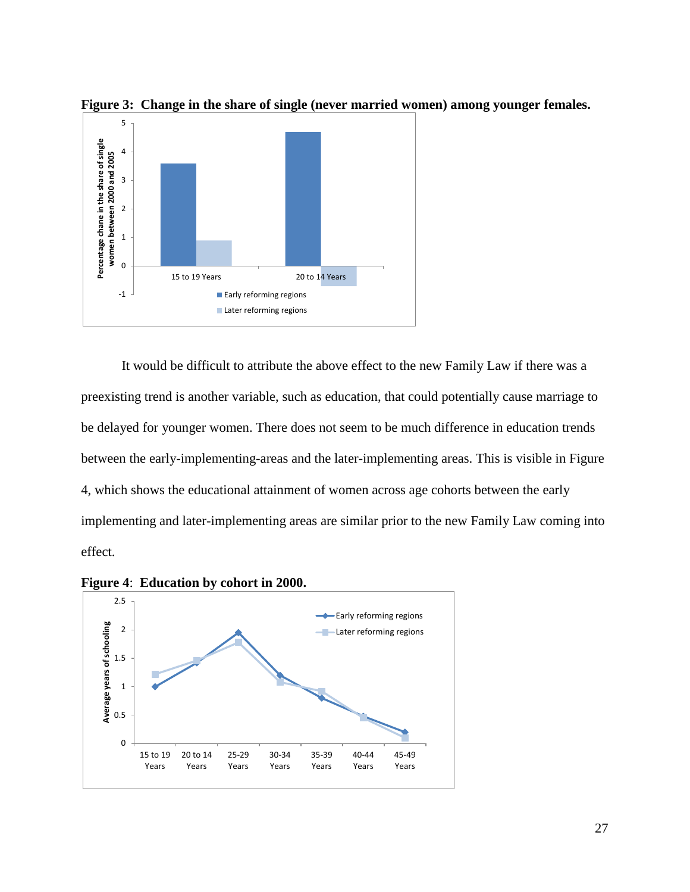**Figure 3: Change in the share of single (never married women) among younger females.**

It would be difficult to attribute the above effect to the new Family Law if there was a preexisting trend is another variable, such as education, that could potentially cause marriage to be delayed for younger women. There does not seem to be much difference in education trends between the early-implementing-areas and the later-implementing areas. This is visible in Figure 4, which shows the educational attainment of women across age cohorts between the early implementing and later-implementing areas are similar prior to the new Family Law coming into effect.

**Figure 4**: **Education by cohort in 2000.**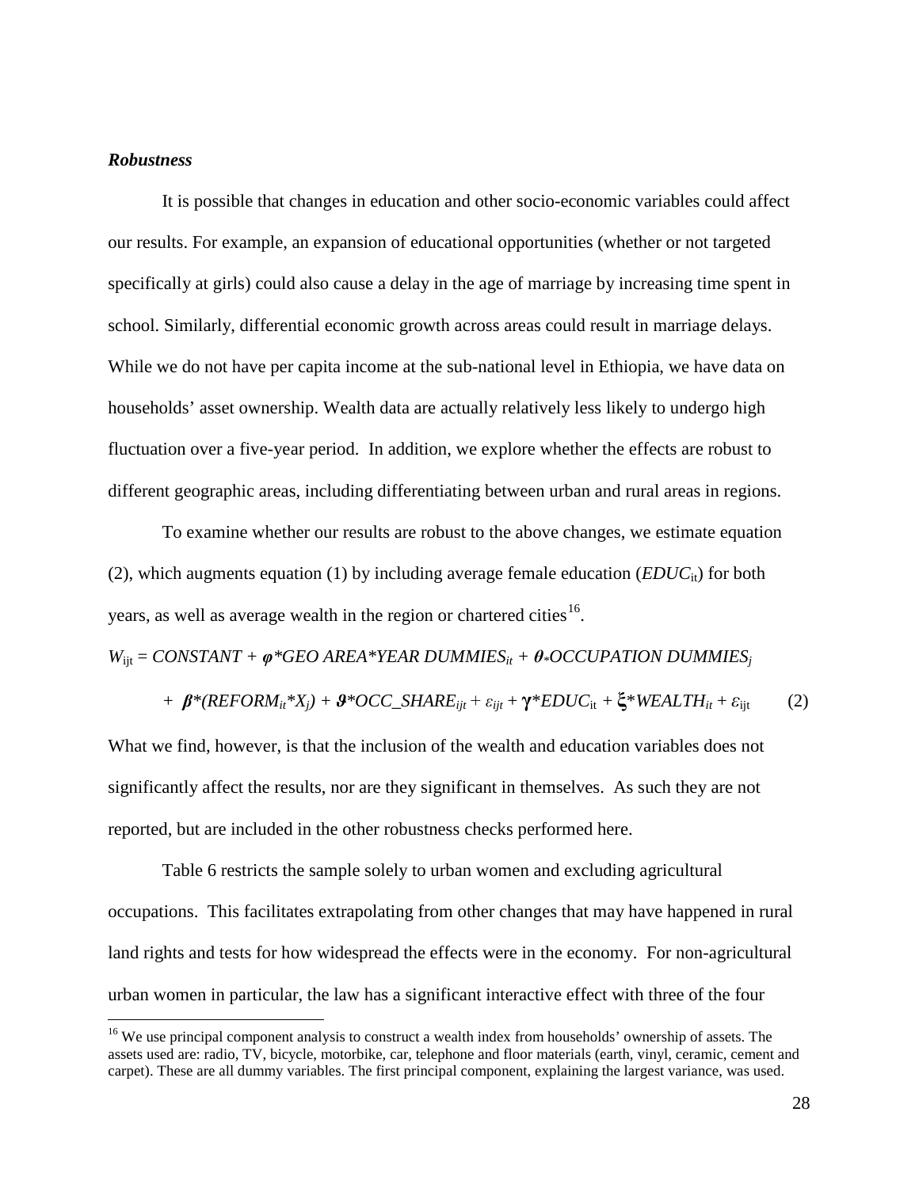***Robustness***

It is possible that changes in education and other socio-economic variables could affect our results. For example, an expansion of educational opportunities (whether or not targeted specifically at girls) could also cause a delay in the age of marriage by increasing time spent in school. Similarly, differential economic growth across areas could result in marriage delays. While we do not have per capita income at the sub-national level in Ethiopia, we have data on households' asset ownership. Wealth data are actually relatively less likely to undergo high fluctuation over a five-year period. In addition, we explore whether the effects are robust to different geographic areas, including differentiating between urban and rural areas in regions.

To examine whether our results are robust to the above changes, we estimate equation (2), which augments equation (1) by including average female education ($EDUC_{it}$) for both years, as well as average wealth in the region or chartered cities[16].

$$W_{ijt} = CONSTANT + \boldsymbol{\varphi}*GEO\ AREA*YEAR\ DUMMIES_{it} + \boldsymbol{\theta}*OCCUPATION\ DUMMIES_{j}$$

$$+ \ \boldsymbol{\beta}*(REFORM_{it}*X_{j}) + \boldsymbol{\vartheta}*OCC\_SHARE_{ijt} + \varepsilon_{ijt} + \boldsymbol{\gamma}*EDUC_{it} + \boldsymbol{\xi}*WEALTH_{it} + \varepsilon_{ijt} \qquad (2)$$

What we find, however, is that the inclusion of the wealth and education variables does not significantly affect the results, nor are they significant in themselves. As such they are not reported, but are included in the other robustness checks performed here.

Table 6 restricts the sample solely to urban women and excluding agricultural occupations. This facilitates extrapolating from other changes that may have happened in rural land rights and tests for how widespread the effects were in the economy. For non-agricultural urban women in particular, the law has a significant interactive effect with three of the four

---

[16] We use principal component analysis to construct a wealth index from households' ownership of assets. The assets used are: radio, TV, bicycle, motorbike, car, telephone and floor materials (earth, vinyl, ceramic, cement and carpet). These are all dummy variables. The first principal component, explaining the largest variance, was used.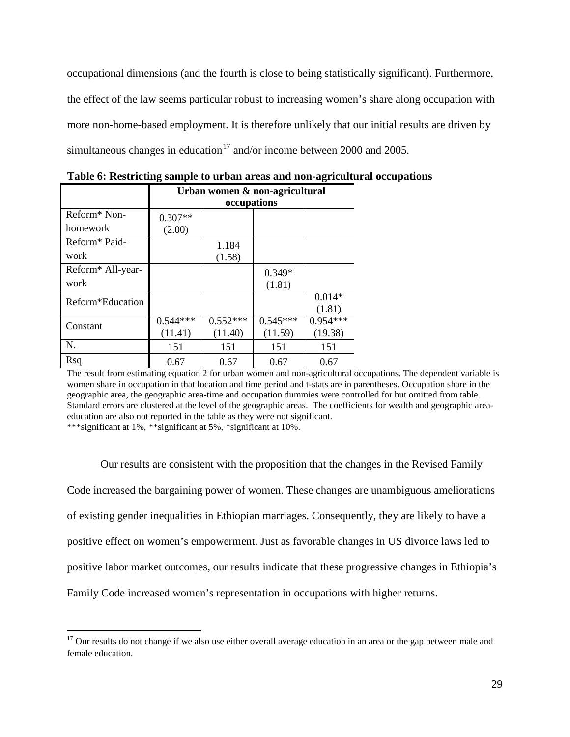occupational dimensions (and the fourth is close to being statistically significant). Furthermore, the effect of the law seems particular robust to increasing women's share along occupation with more non-home-based employment. It is therefore unlikely that our initial results are driven by simultaneous changes in education[17] and/or income between 2000 and 2005.

**Table 6: Restricting sample to urban areas and non-agricultural occupations**

| | Urban women & non-agricultural occupations | | | |
|---|---|---|---|---|
| Reform* Non-homework | 0.307**<br>(2.00) | | | |
| Reform* Paid-work | | 1.184<br>(1.58) | | |
| Reform* All-year-work | | | 0.349*<br>(1.81) | |
| Reform*Education | | | | 0.014*<br>(1.81) |
| Constant | 0.544***<br>(11.41) | 0.552***<br>(11.40) | 0.545***<br>(11.59) | 0.954***<br>(19.38) |
| N. | 151 | 151 | 151 | 151 |
| Rsq | 0.67 | 0.67 | 0.67 | 0.67 |

The result from estimating equation 2 for urban women and non-agricultural occupations. The dependent variable is women share in occupation in that location and time period and t-stats are in parentheses. Occupation share in the geographic area, the geographic area-time and occupation dummies were controlled for but omitted from table. Standard errors are clustered at the level of the geographic areas. The coefficients for wealth and geographic area-education are also not reported in the table as they were not significant.
***significant at 1%, **significant at 5%, *significant at 10%.

Our results are consistent with the proposition that the changes in the Revised Family Code increased the bargaining power of women. These changes are unambiguous ameliorations of existing gender inequalities in Ethiopian marriages. Consequently, they are likely to have a positive effect on women's empowerment. Just as favorable changes in US divorce laws led to positive labor market outcomes, our results indicate that these progressive changes in Ethiopia's Family Code increased women's representation in occupations with higher returns.

[17] Our results do not change if we also use either overall average education in an area or the gap between male and female education.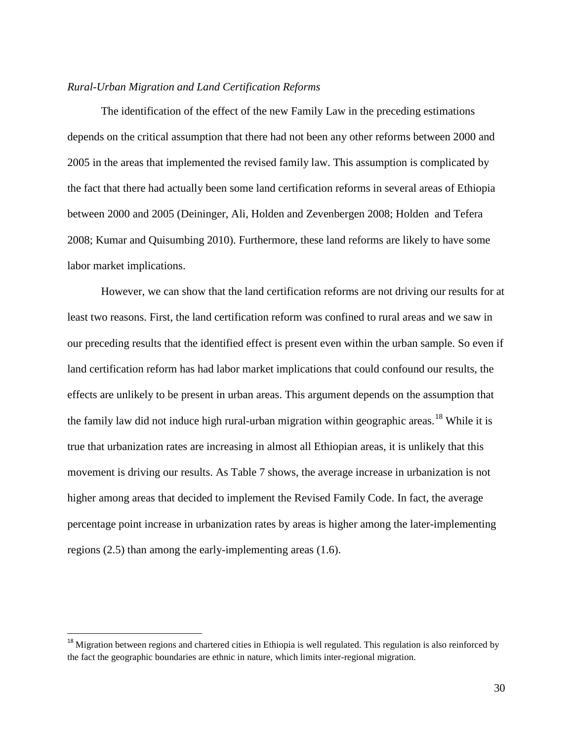*Rural-Urban Migration and Land Certification Reforms*

The identification of the effect of the new Family Law in the preceding estimations depends on the critical assumption that there had not been any other reforms between 2000 and 2005 in the areas that implemented the revised family law. This assumption is complicated by the fact that there had actually been some land certification reforms in several areas of Ethiopia between 2000 and 2005 (Deininger, Ali, Holden and Zevenbergen 2008; Holden and Tefera 2008; Kumar and Quisumbing 2010). Furthermore, these land reforms are likely to have some labor market implications.

However, we can show that the land certification reforms are not driving our results for at least two reasons. First, the land certification reform was confined to rural areas and we saw in our preceding results that the identified effect is present even within the urban sample. So even if land certification reform has had labor market implications that could confound our results, the effects are unlikely to be present in urban areas. This argument depends on the assumption that the family law did not induce high rural-urban migration within geographic areas.[18] While it is true that urbanization rates are increasing in almost all Ethiopian areas, it is unlikely that this movement is driving our results. As Table 7 shows, the average increase in urbanization is not higher among areas that decided to implement the Revised Family Code. In fact, the average percentage point increase in urbanization rates by areas is higher among the later-implementing regions (2.5) than among the early-implementing areas (1.6).

---

[18] Migration between regions and chartered cities in Ethiopia is well regulated. This regulation is also reinforced by the fact the geographic boundaries are ethnic in nature, which limits inter-regional migration.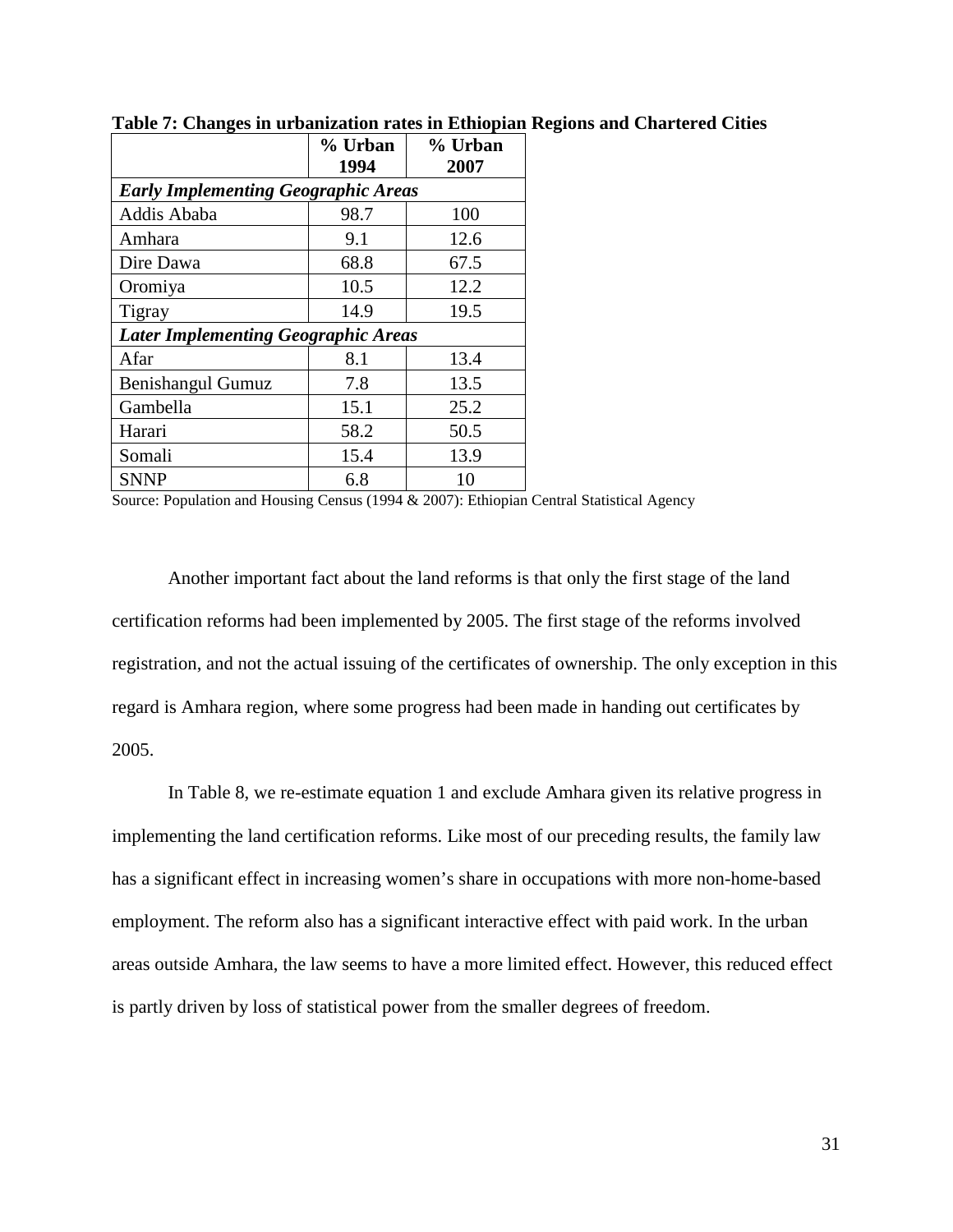**Table 7: Changes in urbanization rates in Ethiopian Regions and Chartered Cities**

| | % Urban 1994 | % Urban 2007 |
|---|---|---|
| ***Early Implementing Geographic Areas*** | | |
| Addis Ababa | 98.7 | 100 |
| Amhara | 9.1 | 12.6 |
| Dire Dawa | 68.8 | 67.5 |
| Oromiya | 10.5 | 12.2 |
| Tigray | 14.9 | 19.5 |
| ***Later Implementing Geographic Areas*** | | |
| Afar | 8.1 | 13.4 |
| Benishangul Gumuz | 7.8 | 13.5 |
| Gambella | 15.1 | 25.2 |
| Harari | 58.2 | 50.5 |
| Somali | 15.4 | 13.9 |
| SNNP | 6.8 | 10 |

Source: Population and Housing Census (1994 & 2007): Ethiopian Central Statistical Agency

Another important fact about the land reforms is that only the first stage of the land certification reforms had been implemented by 2005. The first stage of the reforms involved registration, and not the actual issuing of the certificates of ownership. The only exception in this regard is Amhara region, where some progress had been made in handing out certificates by 2005.

In Table 8, we re-estimate equation 1 and exclude Amhara given its relative progress in implementing the land certification reforms. Like most of our preceding results, the family law has a significant effect in increasing women's share in occupations with more non-home-based employment. The reform also has a significant interactive effect with paid work. In the urban areas outside Amhara, the law seems to have a more limited effect. However, this reduced effect is partly driven by loss of statistical power from the smaller degrees of freedom.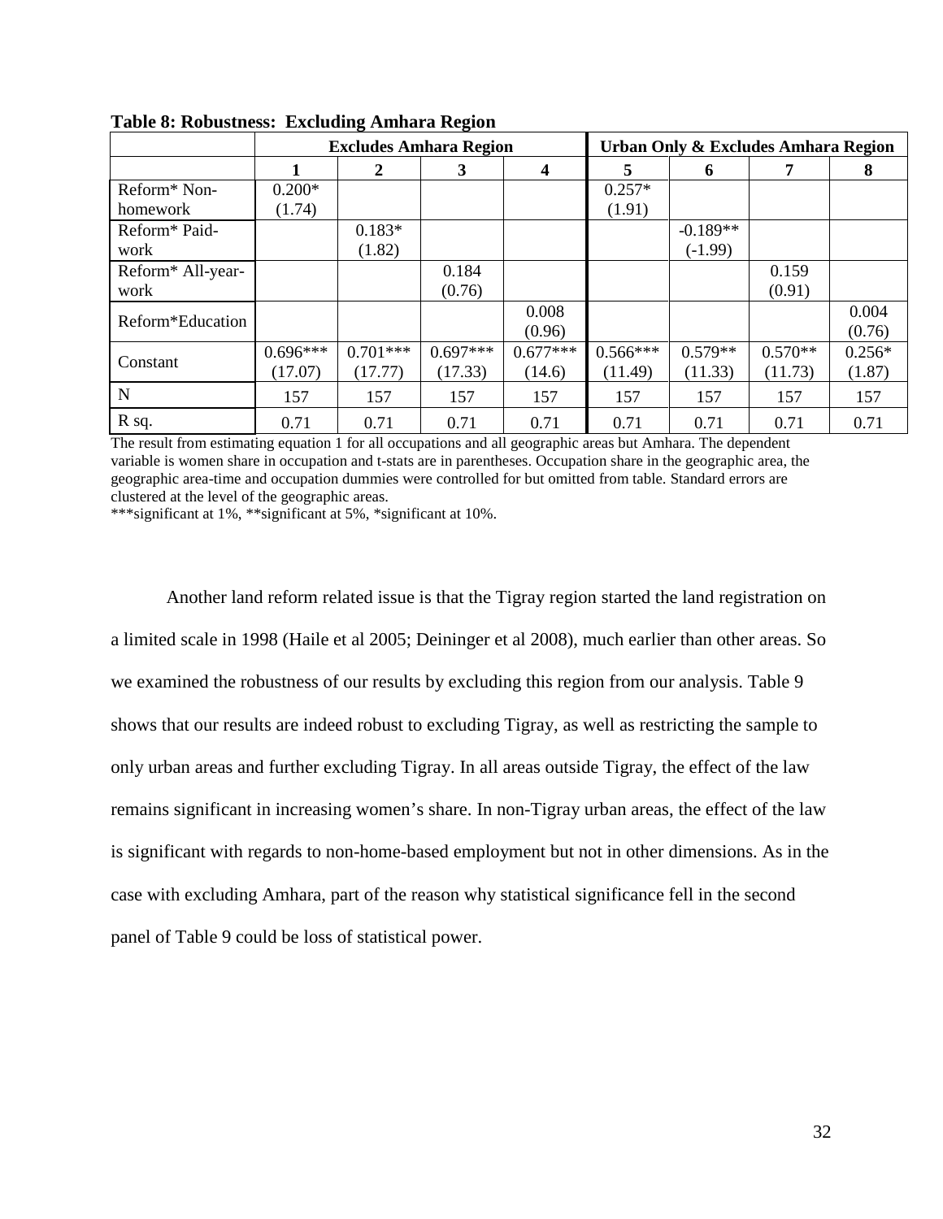**Table 8: Robustness: Excluding Amhara Region**

| | Excludes Amhara Region | | | | Urban Only & Excludes Amhara Region | | | |
|---|---|---|---|---|---|---|---|---|
| | 1 | 2 | 3 | 4 | 5 | 6 | 7 | 8 |
| Reform* Non-homework | 0.200* (1.74) | | | | 0.257* (1.91) | | | |
| Reform* Paid-work | | 0.183* (1.82) | | | | -0.189** (-1.99) | | |
| Reform* All-year-work | | | 0.184 (0.76) | | | | 0.159 (0.91) | |
| Reform*Education | | | | 0.008 (0.96) | | | | 0.004 (0.76) |
| Constant | 0.696*** (17.07) | 0.701*** (17.77) | 0.697*** (17.33) | 0.677*** (14.6) | 0.566*** (11.49) | 0.579** (11.33) | 0.570** (11.73) | 0.256* (1.87) |
| N | 157 | 157 | 157 | 157 | 157 | 157 | 157 | 157 |
| R sq. | 0.71 | 0.71 | 0.71 | 0.71 | 0.71 | 0.71 | 0.71 | 0.71 |

The result from estimating equation 1 for all occupations and all geographic areas but Amhara. The dependent variable is women share in occupation and t-stats are in parentheses. Occupation share in the geographic area, the geographic area-time and occupation dummies were controlled for but omitted from table. Standard errors are clustered at the level of the geographic areas.
***significant at 1%, **significant at 5%, *significant at 10%.

Another land reform related issue is that the Tigray region started the land registration on a limited scale in 1998 (Haile et al 2005; Deininger et al 2008), much earlier than other areas. So we examined the robustness of our results by excluding this region from our analysis. Table 9 shows that our results are indeed robust to excluding Tigray, as well as restricting the sample to only urban areas and further excluding Tigray. In all areas outside Tigray, the effect of the law remains significant in increasing women's share. In non-Tigray urban areas, the effect of the law is significant with regards to non-home-based employment but not in other dimensions. As in the case with excluding Amhara, part of the reason why statistical significance fell in the second panel of Table 9 could be loss of statistical power.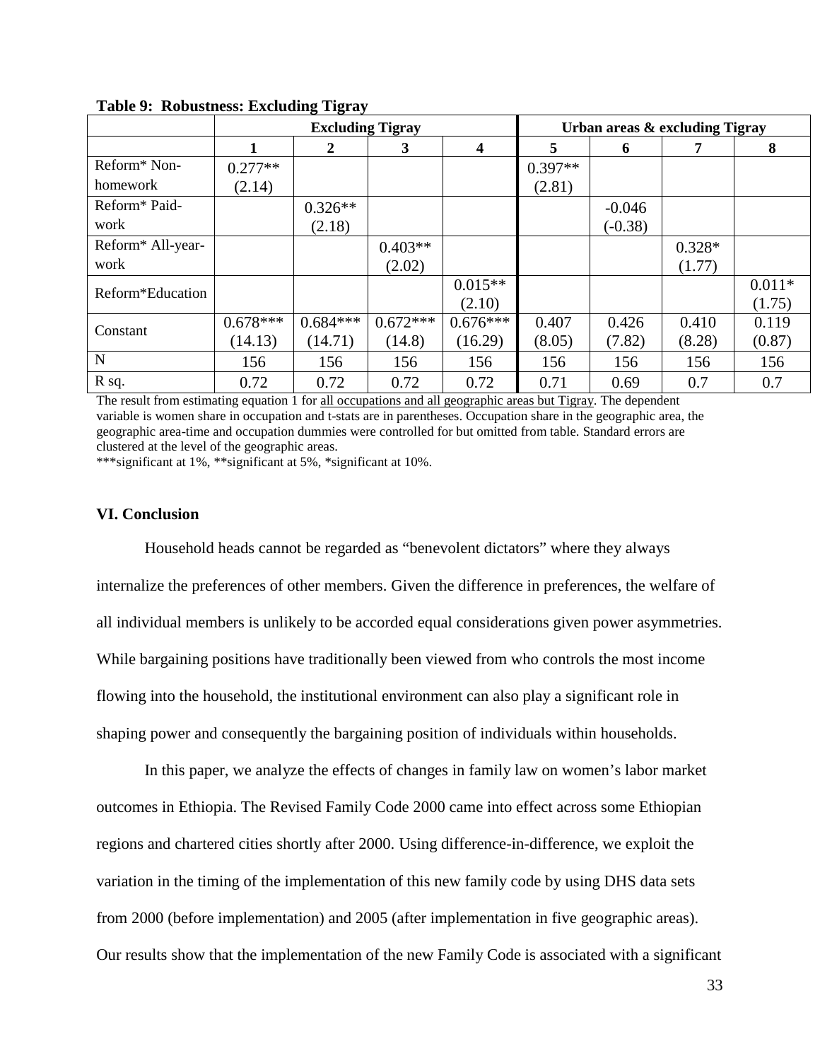**Table 9: Robustness: Excluding Tigray**

| | Excluding Tigray | | | | Urban areas & excluding Tigray | | | |
|---|---|---|---|---|---|---|---|---|
| | 1 | 2 | 3 | 4 | 5 | 6 | 7 | 8 |
| Reform* Non-homework | 0.277**<br>(2.14) | | | | 0.397**<br>(2.81) | | | |
| Reform* Paid-work | | 0.326**<br>(2.18) | | | | -0.046<br>(-0.38) | | |
| Reform* All-year-work | | | 0.403**<br>(2.02) | | | | 0.328*<br>(1.77) | |
| Reform*Education | | | | 0.015**<br>(2.10) | | | | 0.011*<br>(1.75) |
| Constant | 0.678***<br>(14.13) | 0.684***<br>(14.71) | 0.672***<br>(14.8) | 0.676***<br>(16.29) | 0.407<br>(8.05) | 0.426<br>(7.82) | 0.410<br>(8.28) | 0.119<br>(0.87) |
| N | 156 | 156 | 156 | 156 | 156 | 156 | 156 | 156 |
| R sq. | 0.72 | 0.72 | 0.72 | 0.72 | 0.71 | 0.69 | 0.7 | 0.7 |

The result from estimating equation 1 for all occupations and all geographic areas but Tigray. The dependent variable is women share in occupation and t-stats are in parentheses. Occupation share in the geographic area, the geographic area-time and occupation dummies were controlled for but omitted from table. Standard errors are clustered at the level of the geographic areas.

***significant at 1%, **significant at 5%, *significant at 10%.

## VI. Conclusion

Household heads cannot be regarded as “benevolent dictators” where they always internalize the preferences of other members. Given the difference in preferences, the welfare of all individual members is unlikely to be accorded equal considerations given power asymmetries. While bargaining positions have traditionally been viewed from who controls the most income flowing into the household, the institutional environment can also play a significant role in shaping power and consequently the bargaining position of individuals within households.

In this paper, we analyze the effects of changes in family law on women’s labor market outcomes in Ethiopia. The Revised Family Code 2000 came into effect across some Ethiopian regions and chartered cities shortly after 2000. Using difference-in-difference, we exploit the variation in the timing of the implementation of this new family code by using DHS data sets from 2000 (before implementation) and 2005 (after implementation in five geographic areas). Our results show that the implementation of the new Family Code is associated with a significant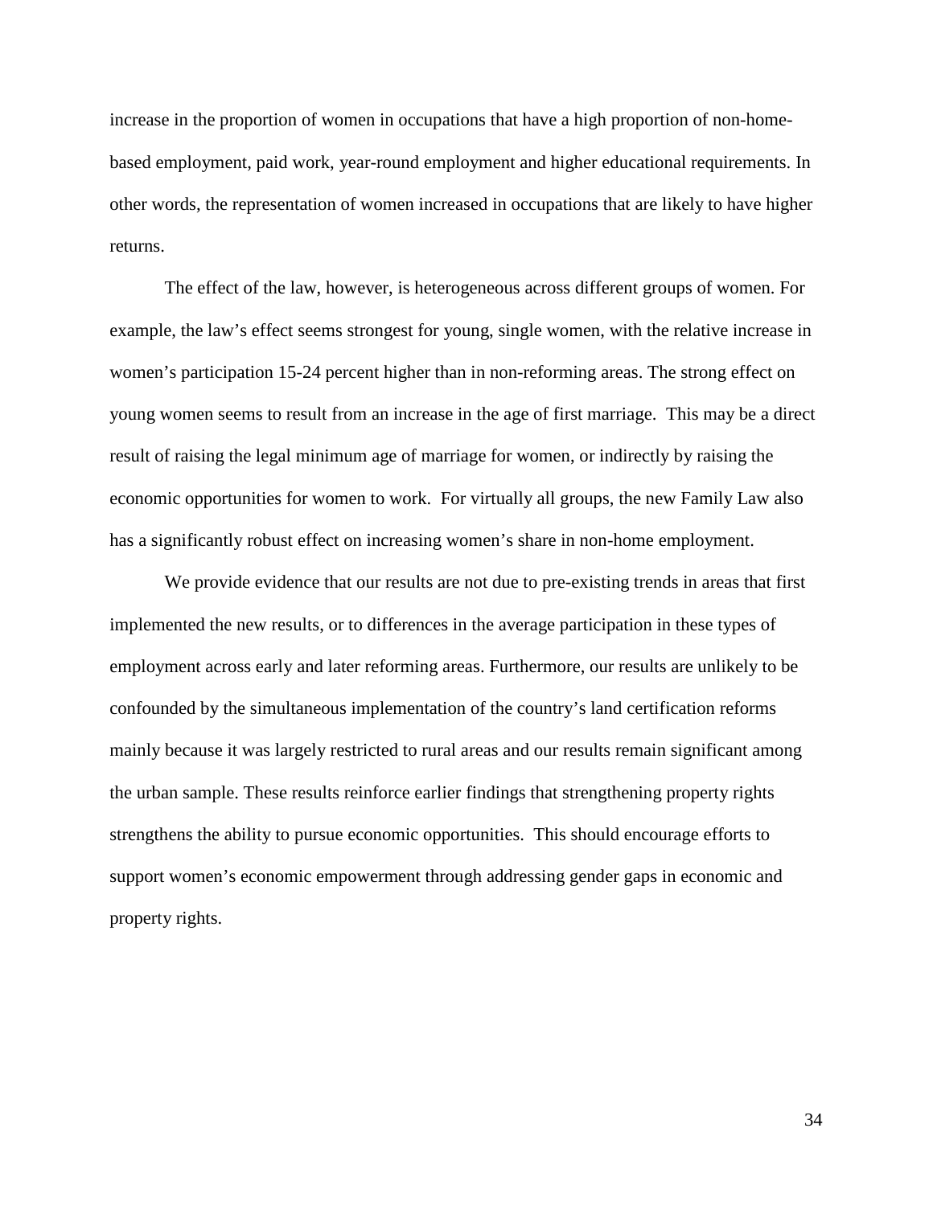increase in the proportion of women in occupations that have a high proportion of non-home-based employment, paid work, year-round employment and higher educational requirements. In other words, the representation of women increased in occupations that are likely to have higher returns.

The effect of the law, however, is heterogeneous across different groups of women. For example, the law's effect seems strongest for young, single women, with the relative increase in women's participation 15-24 percent higher than in non-reforming areas. The strong effect on young women seems to result from an increase in the age of first marriage. This may be a direct result of raising the legal minimum age of marriage for women, or indirectly by raising the economic opportunities for women to work. For virtually all groups, the new Family Law also has a significantly robust effect on increasing women's share in non-home employment.

We provide evidence that our results are not due to pre-existing trends in areas that first implemented the new results, or to differences in the average participation in these types of employment across early and later reforming areas. Furthermore, our results are unlikely to be confounded by the simultaneous implementation of the country's land certification reforms mainly because it was largely restricted to rural areas and our results remain significant among the urban sample. These results reinforce earlier findings that strengthening property rights strengthens the ability to pursue economic opportunities. This should encourage efforts to support women's economic empowerment through addressing gender gaps in economic and property rights.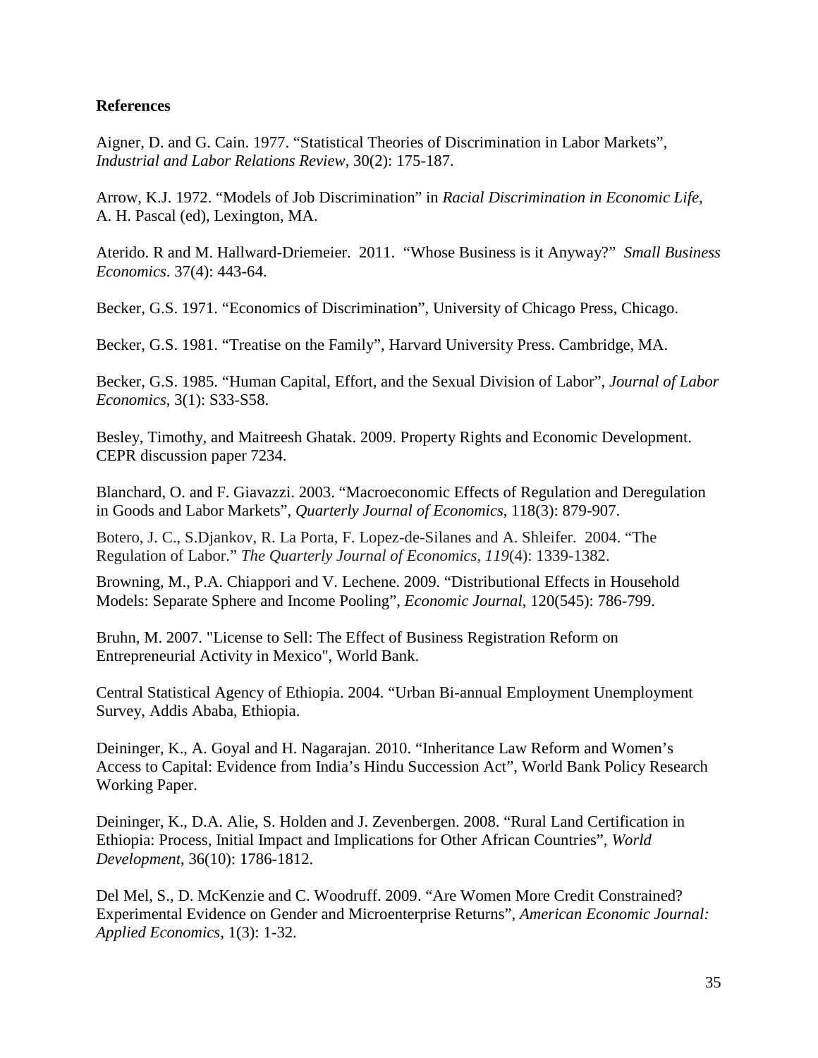**References**

Aigner, D. and G. Cain. 1977. "Statistical Theories of Discrimination in Labor Markets", *Industrial and Labor Relations Review*, 30(2): 175-187.

Arrow, K.J. 1972. "Models of Job Discrimination" in *Racial Discrimination in Economic Life*, A. H. Pascal (ed), Lexington, MA.

Aterido. R and M. Hallward-Driemeier. 2011. "Whose Business is it Anyway?" *Small Business Economics*. 37(4): 443-64.

Becker, G.S. 1971. "Economics of Discrimination", University of Chicago Press, Chicago.

Becker, G.S. 1981. "Treatise on the Family", Harvard University Press. Cambridge, MA.

Becker, G.S. 1985. "Human Capital, Effort, and the Sexual Division of Labor", *Journal of Labor Economics*, 3(1): S33-S58.

Besley, Timothy, and Maitreesh Ghatak. 2009. Property Rights and Economic Development. CEPR discussion paper 7234.

Blanchard, O. and F. Giavazzi. 2003. "Macroeconomic Effects of Regulation and Deregulation in Goods and Labor Markets", *Quarterly Journal of Economics*, 118(3): 879-907.

Botero, J. C., S.Djankov, R. La Porta, F. Lopez-de-Silanes and A. Shleifer. 2004. "The Regulation of Labor." *The Quarterly Journal of Economics*, *119*(4): 1339-1382.

Browning, M., P.A. Chiappori and V. Lechene. 2009. "Distributional Effects in Household Models: Separate Sphere and Income Pooling", *Economic Journal*, 120(545): 786-799.

Bruhn, M. 2007. "License to Sell: The Effect of Business Registration Reform on Entrepreneurial Activity in Mexico", World Bank.

Central Statistical Agency of Ethiopia. 2004. "Urban Bi-annual Employment Unemployment Survey, Addis Ababa, Ethiopia.

Deininger, K., A. Goyal and H. Nagarajan. 2010. "Inheritance Law Reform and Women's Access to Capital: Evidence from India's Hindu Succession Act", World Bank Policy Research Working Paper.

Deininger, K., D.A. Alie, S. Holden and J. Zevenbergen. 2008. "Rural Land Certification in Ethiopia: Process, Initial Impact and Implications for Other African Countries", *World Development*, 36(10): 1786-1812.

Del Mel, S., D. McKenzie and C. Woodruff. 2009. "Are Women More Credit Constrained? Experimental Evidence on Gender and Microenterprise Returns", *American Economic Journal: Applied Economics*, 1(3): 1-32.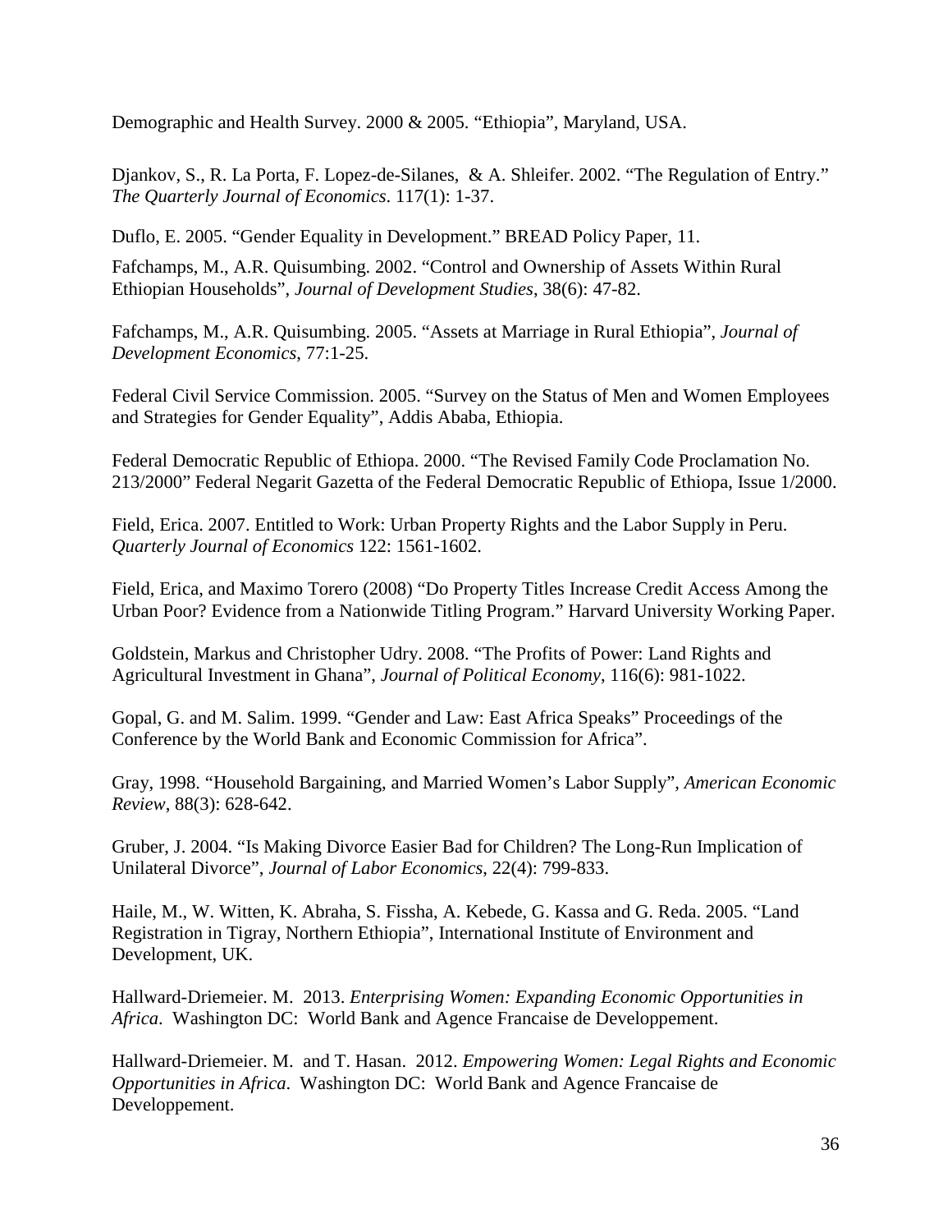Demographic and Health Survey. 2000 & 2005. “Ethiopia”, Maryland, USA.

Djankov, S., R. La Porta, F. Lopez-de-Silanes, & A. Shleifer. 2002. “The Regulation of Entry.” *The Quarterly Journal of Economics*. 117(1): 1-37.

Duflo, E. 2005. “Gender Equality in Development.” BREAD Policy Paper, 11.

Fafchamps, M., A.R. Quisumbing. 2002. “Control and Ownership of Assets Within Rural Ethiopian Households”, *Journal of Development Studies*, 38(6): 47-82.

Fafchamps, M., A.R. Quisumbing. 2005. “Assets at Marriage in Rural Ethiopia”, *Journal of Development Economics*, 77:1-25.

Federal Civil Service Commission. 2005. “Survey on the Status of Men and Women Employees and Strategies for Gender Equality”, Addis Ababa, Ethiopia.

Federal Democratic Republic of Ethiopa. 2000. “The Revised Family Code Proclamation No. 213/2000” Federal Negarit Gazetta of the Federal Democratic Republic of Ethiopa, Issue 1/2000.

Field, Erica. 2007. Entitled to Work: Urban Property Rights and the Labor Supply in Peru. *Quarterly Journal of Economics* 122: 1561-1602.

Field, Erica, and Maximo Torero (2008) “Do Property Titles Increase Credit Access Among the Urban Poor? Evidence from a Nationwide Titling Program.” Harvard University Working Paper.

Goldstein, Markus and Christopher Udry. 2008. “The Profits of Power: Land Rights and Agricultural Investment in Ghana”, *Journal of Political Economy*, 116(6): 981-1022.

Gopal, G. and M. Salim. 1999. “Gender and Law: East Africa Speaks” Proceedings of the Conference by the World Bank and Economic Commission for Africa”.

Gray, 1998. “Household Bargaining, and Married Women’s Labor Supply”, *American Economic Review*, 88(3): 628-642.

Gruber, J. 2004. “Is Making Divorce Easier Bad for Children? The Long-Run Implication of Unilateral Divorce”, *Journal of Labor Economics*, 22(4): 799-833.

Haile, M., W. Witten, K. Abraha, S. Fissha, A. Kebede, G. Kassa and G. Reda. 2005. “Land Registration in Tigray, Northern Ethiopia”, International Institute of Environment and Development, UK.

Hallward-Driemeier. M. 2013. *Enterprising Women: Expanding Economic Opportunities in Africa*. Washington DC: World Bank and Agence Francaise de Developpement.

Hallward-Driemeier. M. and T. Hasan. 2012. *Empowering Women: Legal Rights and Economic Opportunities in Africa*. Washington DC: World Bank and Agence Francaise de Developpement.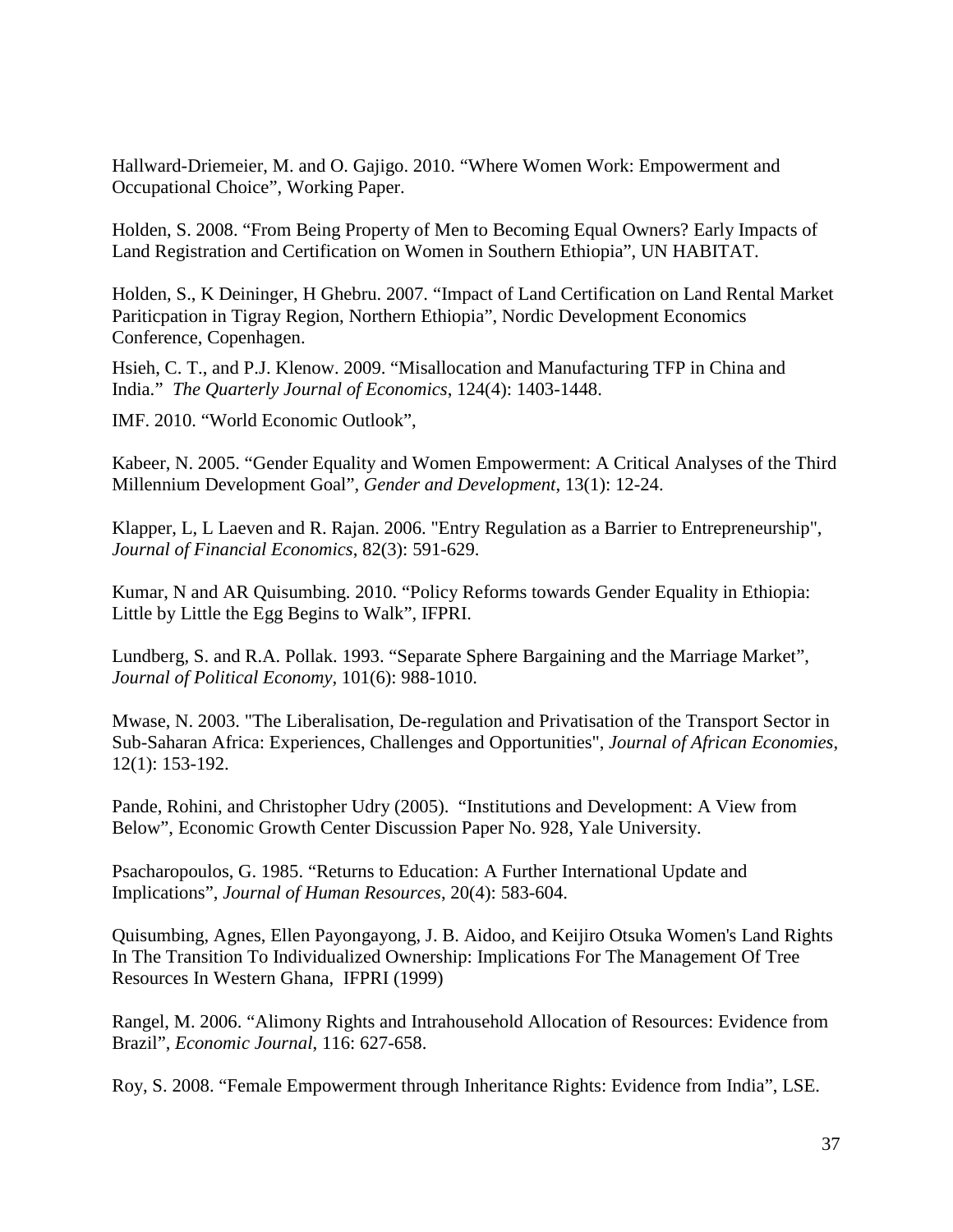Hallward-Driemeier, M. and O. Gajigo. 2010. "Where Women Work: Empowerment and Occupational Choice", Working Paper.

Holden, S. 2008. "From Being Property of Men to Becoming Equal Owners? Early Impacts of Land Registration and Certification on Women in Southern Ethiopia", UN HABITAT.

Holden, S., K Deininger, H Ghebru. 2007. "Impact of Land Certification on Land Rental Market Paritícpation in Tigray Region, Northern Ethiopia", Nordic Development Economics Conference, Copenhagen.

Hsieh, C. T., and P.J. Klenow. 2009. "Misallocation and Manufacturing TFP in China and India." *The Quarterly Journal of Economics*, 124(4): 1403-1448.

IMF. 2010. "World Economic Outlook",

Kabeer, N. 2005. "Gender Equality and Women Empowerment: A Critical Analyses of the Third Millennium Development Goal", *Gender and Development*, 13(1): 12-24.

Klapper, L, L Laeven and R. Rajan. 2006. "Entry Regulation as a Barrier to Entrepreneurship", *Journal of Financial Economics*, 82(3): 591-629.

Kumar, N and AR Quisumbing. 2010. "Policy Reforms towards Gender Equality in Ethiopia: Little by Little the Egg Begins to Walk", IFPRI.

Lundberg, S. and R.A. Pollak. 1993. "Separate Sphere Bargaining and the Marriage Market", *Journal of Political Economy*, 101(6): 988-1010.

Mwase, N. 2003. "The Liberalisation, De-regulation and Privatisation of the Transport Sector in Sub-Saharan Africa: Experiences, Challenges and Opportunities", *Journal of African Economies*, 12(1): 153-192.

Pande, Rohini, and Christopher Udry (2005). "Institutions and Development: A View from Below", Economic Growth Center Discussion Paper No. 928, Yale University.

Psacharopoulos, G. 1985. "Returns to Education: A Further International Update and Implications", *Journal of Human Resources*, 20(4): 583-604.

Quisumbing, Agnes, Ellen Payongayong, J. B. Aidoo, and Keijiro Otsuka Women's Land Rights In The Transition To Individualized Ownership: Implications For The Management Of Tree Resources In Western Ghana, IFPRI (1999)

Rangel, M. 2006. "Alimony Rights and Intrahousehold Allocation of Resources: Evidence from Brazil", *Economic Journal*, 116: 627-658.

Roy, S. 2008. "Female Empowerment through Inheritance Rights: Evidence from India", LSE.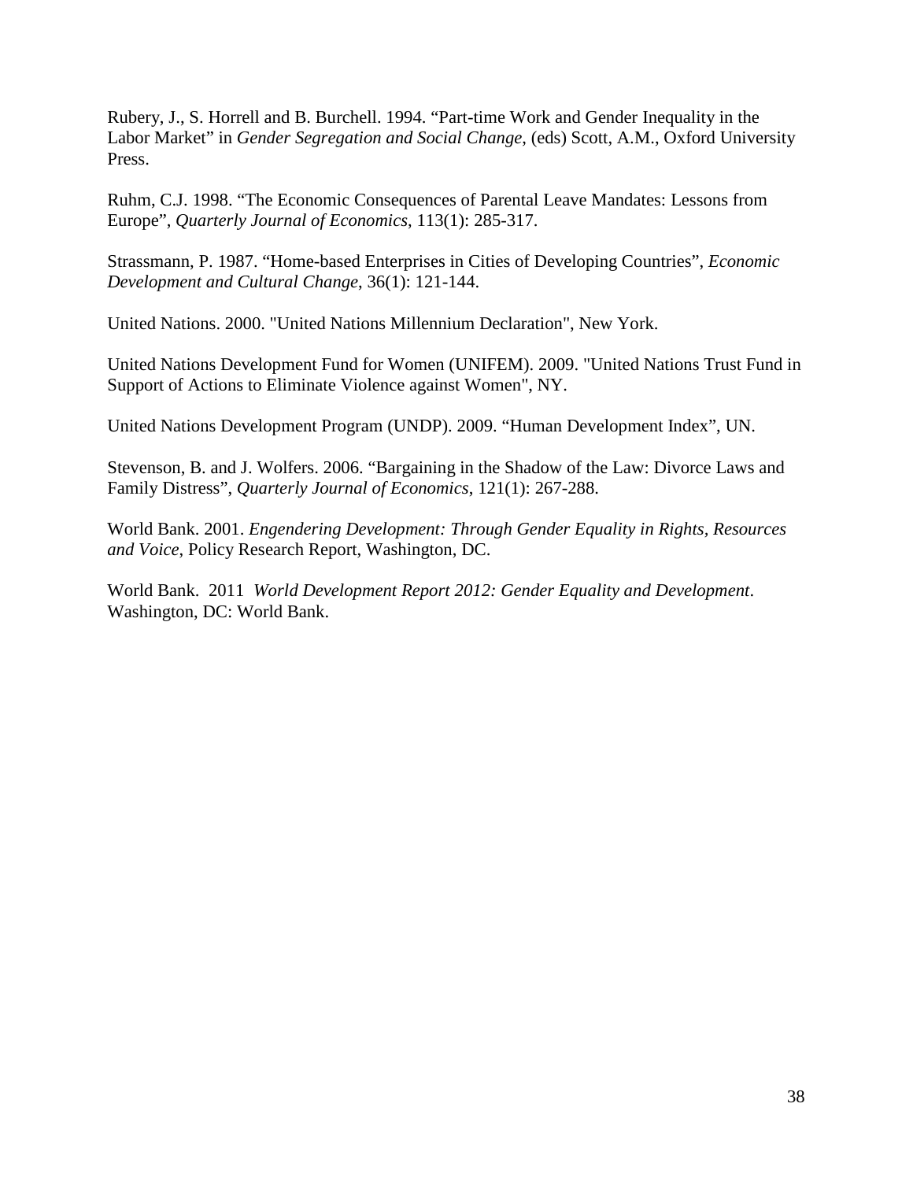Rubery, J., S. Horrell and B. Burchell. 1994. “Part-time Work and Gender Inequality in the Labor Market” in *Gender Segregation and Social Change*, (eds) Scott, A.M., Oxford University Press.

Ruhm, C.J. 1998. “The Economic Consequences of Parental Leave Mandates: Lessons from Europe”, *Quarterly Journal of Economics*, 113(1): 285-317.

Strassmann, P. 1987. “Home-based Enterprises in Cities of Developing Countries”, *Economic Development and Cultural Change*, 36(1): 121-144.

United Nations. 2000. "United Nations Millennium Declaration", New York.

United Nations Development Fund for Women (UNIFEM). 2009. "United Nations Trust Fund in Support of Actions to Eliminate Violence against Women", NY.

United Nations Development Program (UNDP). 2009. “Human Development Index”, UN.

Stevenson, B. and J. Wolfers. 2006. “Bargaining in the Shadow of the Law: Divorce Laws and Family Distress”, *Quarterly Journal of Economics*, 121(1): 267-288.

World Bank. 2001. *Engendering Development: Through Gender Equality in Rights, Resources and Voice*, Policy Research Report, Washington, DC.

World Bank. 2011 *World Development Report 2012: Gender Equality and Development*. Washington, DC: World Bank.